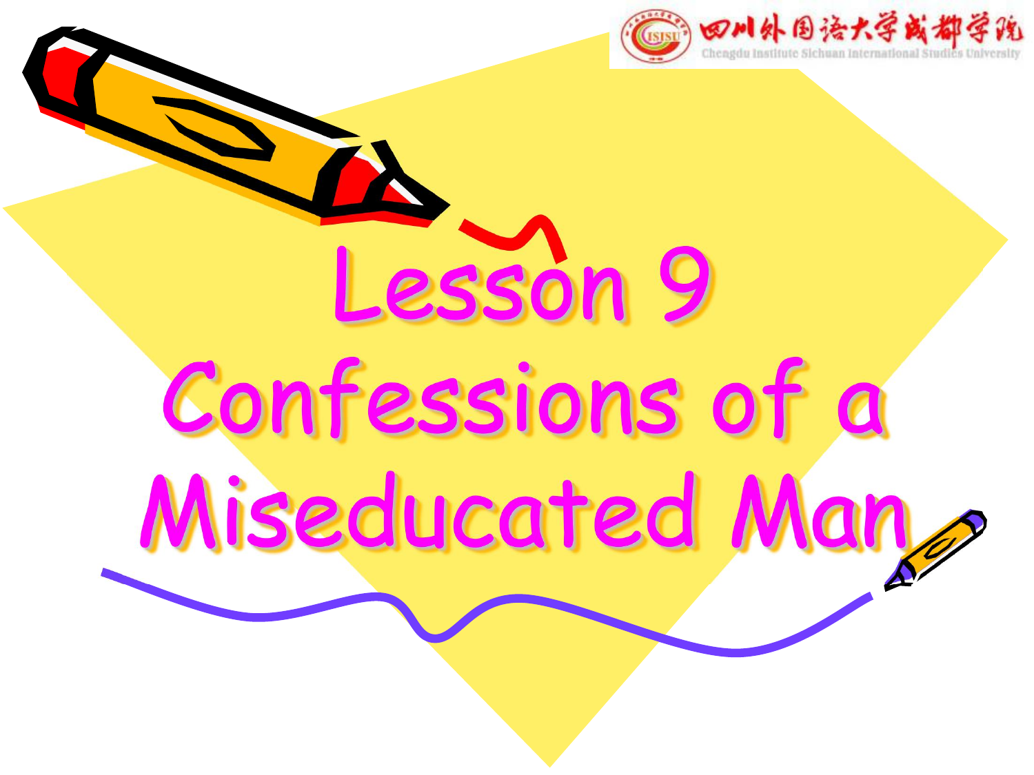# Lesson 9

# Confessions of a Miseducated Man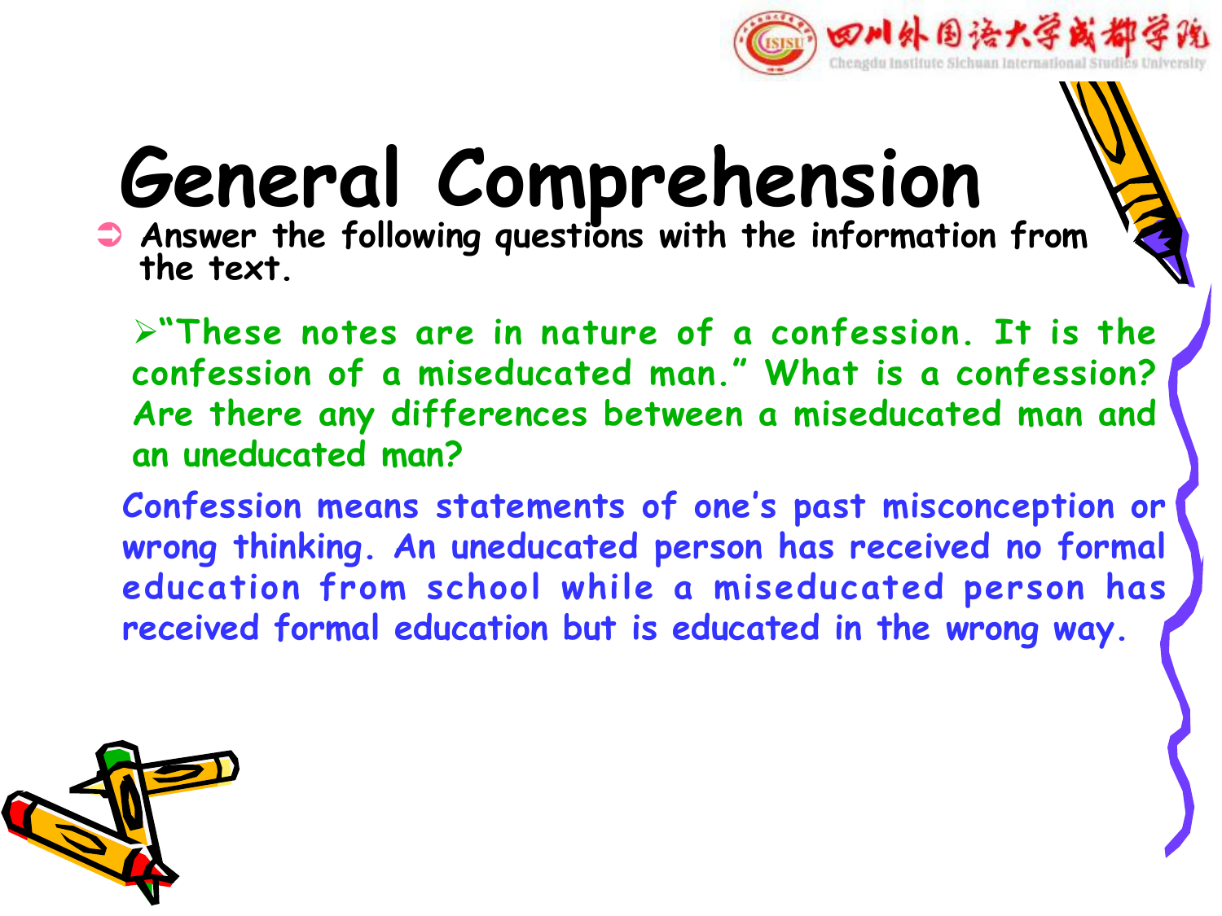# General Comprehension

- Answer the following questions with the information from the text.

  - "These notes are in nature of a confession. It is the confession of a miseducated man." What is a confession? Are there any differences between a miseducated man and an uneducated man?

Confession means statements of one's past misconception or wrong thinking. An uneducated person has received no formal education from school while a miseducated person has received formal education but is educated in the wrong way.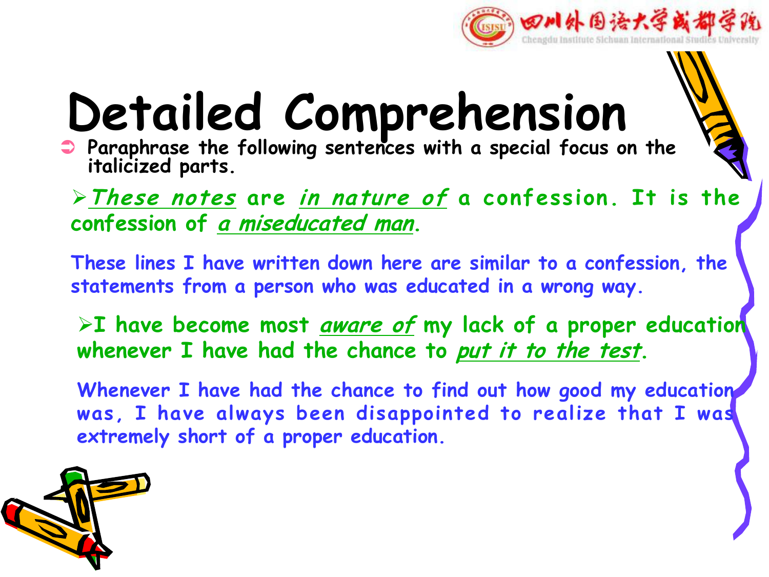# Detailed Comprehension

- Paraphrase the following sentences with a special focus on the italicized parts.

> *These notes* are *in nature of* a confession. It is the confession of *a miseducated man*.

These lines I have written down here are similar to a confession, the statements from a person who was educated in a wrong way.

> I have become most *aware of* my lack of a proper education whenever I have had the chance to *put it to the test*.

Whenever I have had the chance to find out how good my education was, I have always been disappointed to realize that I was extremely short of a proper education.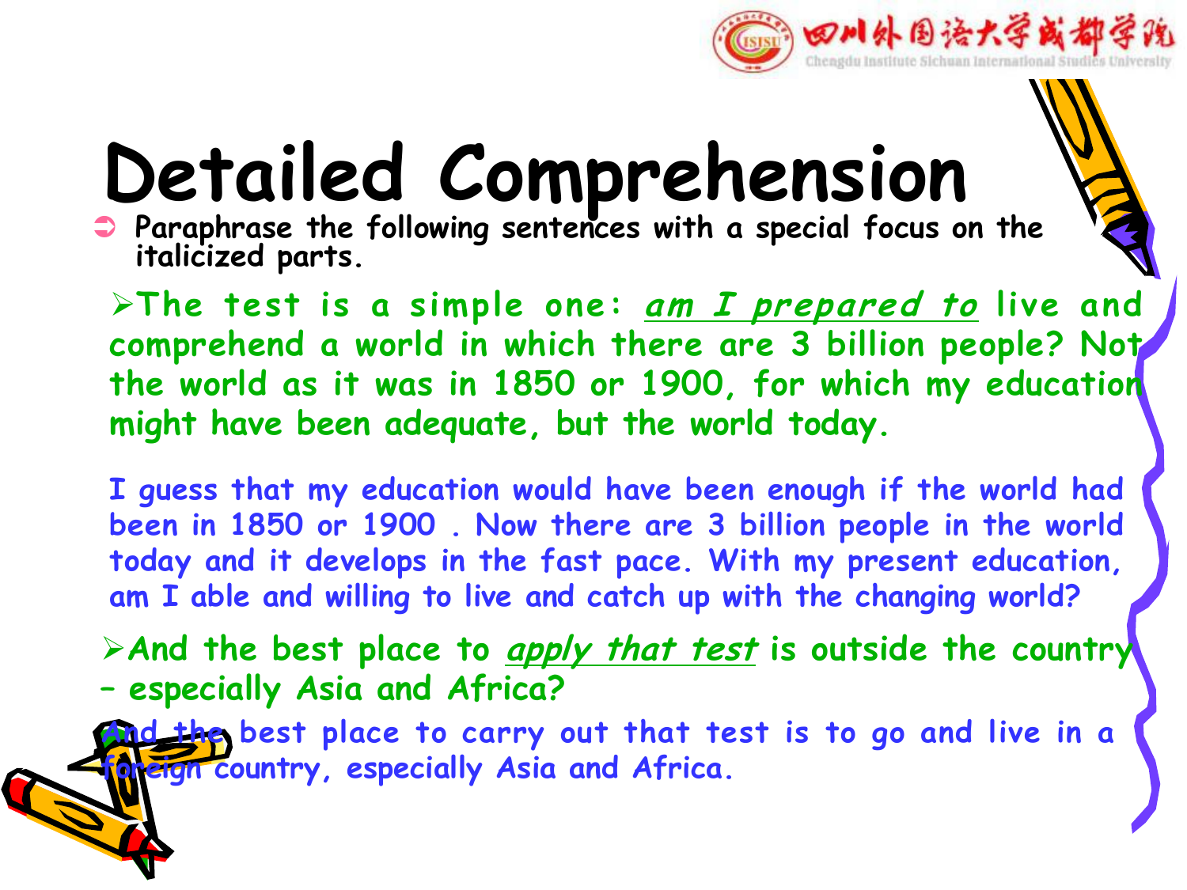# Detailed Comprehension

- Paraphrase the following sentences with a special focus on the italicized parts.

- The test is a simple one: *am I prepared to* live and comprehend a world in which there are 3 billion people? Not the world as it was in 1850 or 1900, for which my education might have been adequate, but the world today.

I guess that my education would have been enough if the world had been in 1850 or 1900 . Now there are 3 billion people in the world today and it develops in the fast pace. With my present education, am I able and willing to live and catch up with the changing world?

- And the best place to *apply that test* is outside the country – especially Asia and Africa?

And the best place to carry out that test is to go and live in a foreign country, especially Asia and Africa.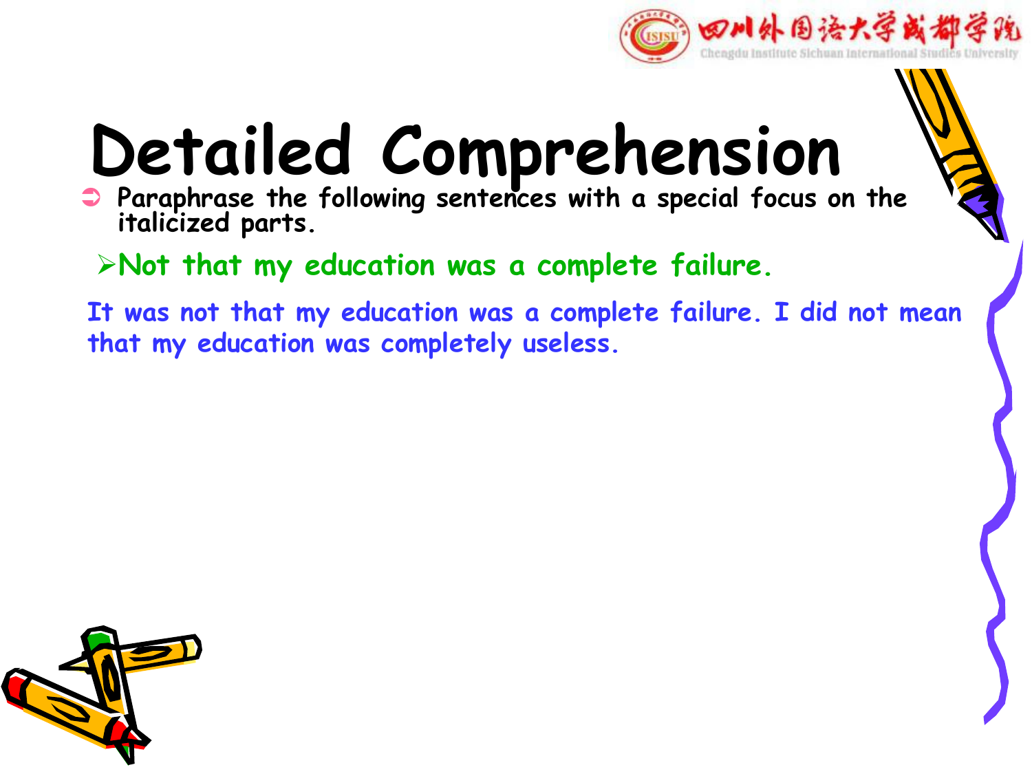# Detailed Comprehension

- Paraphrase the following sentences with a special focus on the italicized parts.

  - Not that my education was a complete failure.

It was not that my education was a complete failure. I did not mean that my education was completely useless.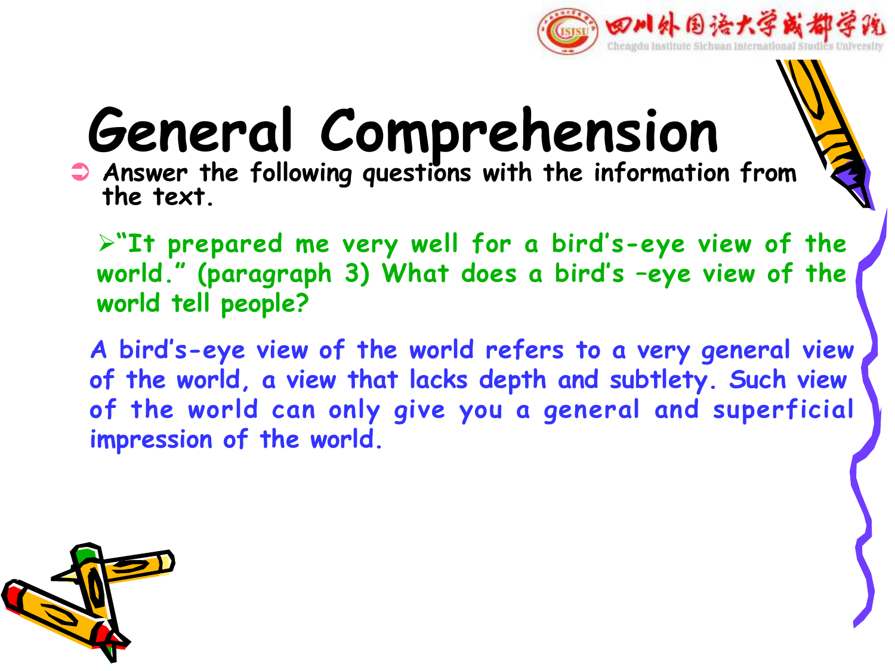# General Comprehension

- Answer the following questions with the information from the text.

  - "It prepared me very well for a bird's-eye view of the world." (paragraph 3) What does a bird's –eye view of the world tell people?

A bird's-eye view of the world refers to a very general view of the world, a view that lacks depth and subtlety. Such view of the world can only give you a general and superficial impression of the world.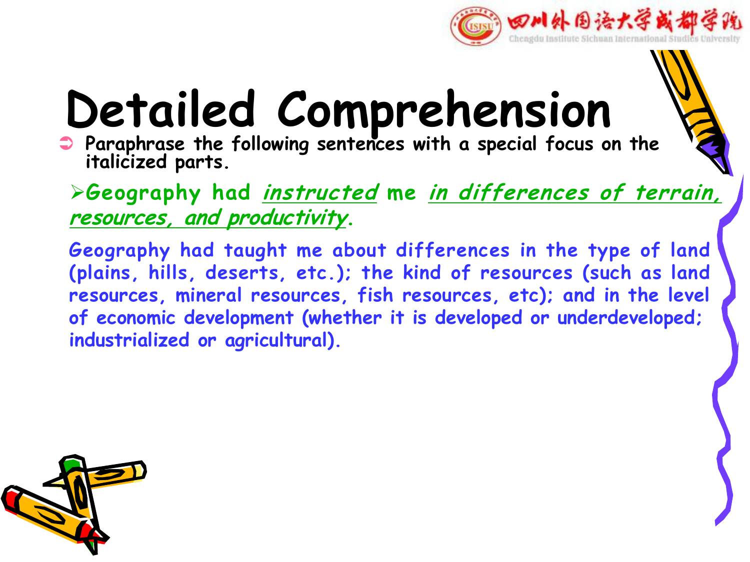# Detailed Comprehension

- Paraphrase the following sentences with a special focus on the italicized parts.

  - **Geography had *instructed* me *in differences of terrain, resources, and productivity*.**

  Geography had taught me about differences in the type of land (plains, hills, deserts, etc.); the kind of resources (such as land resources, mineral resources, fish resources, etc); and in the level of economic development (whether it is developed or underdeveloped; industrialized or agricultural).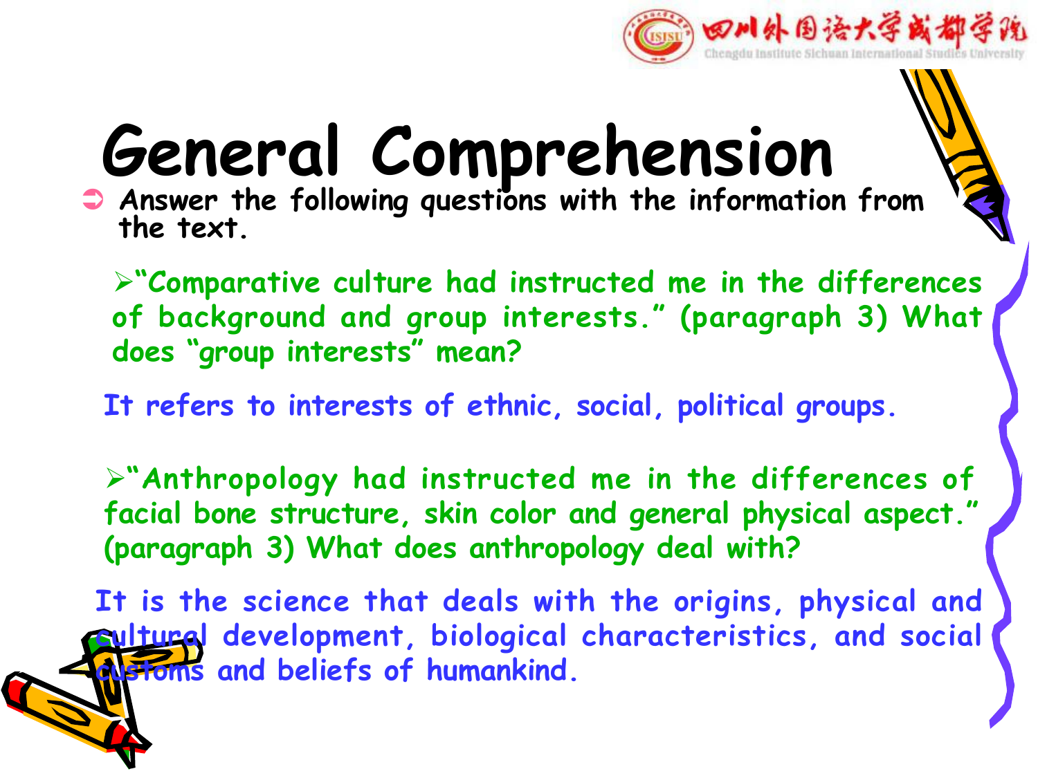# General Comprehension

- Answer the following questions with the information from the text.

  - "Comparative culture had instructed me in the differences of background and group interests." (paragraph 3) What does "group interests" mean?

  It refers to interests of ethnic, social, political groups.

  - "Anthropology had instructed me in the differences of facial bone structure, skin color and general physical aspect." (paragraph 3) What does anthropology deal with?

  It is the science that deals with the origins, physical and cultural development, biological characteristics, and social customs and beliefs of humankind.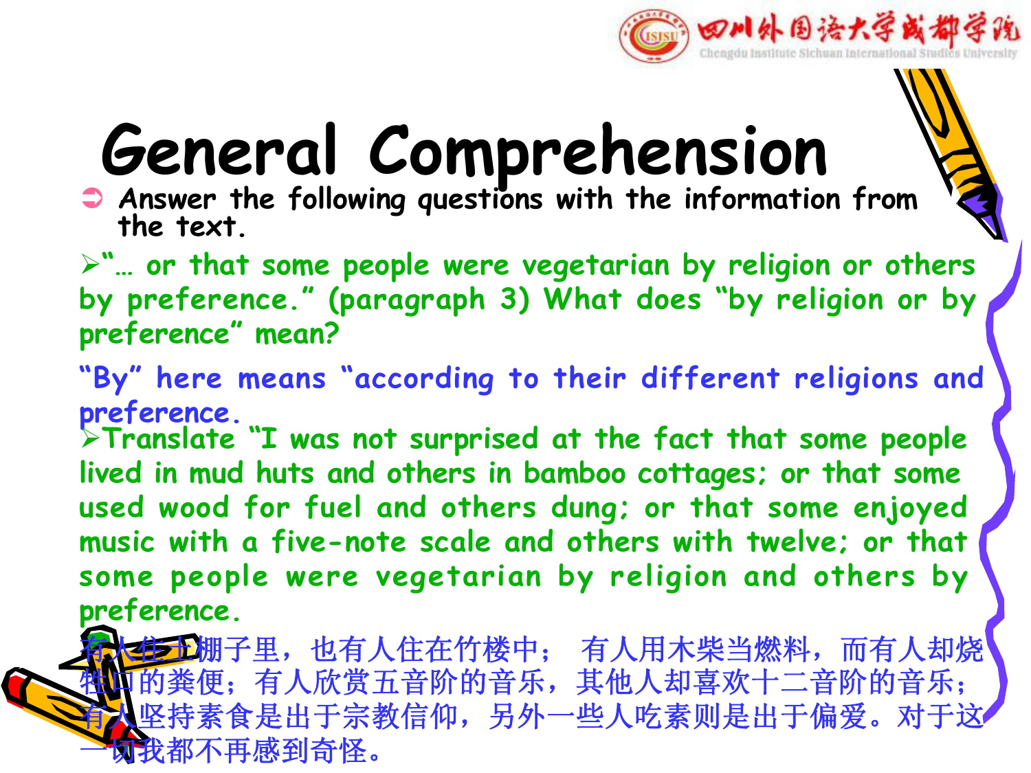# General Comprehension

- Answer the following questions with the information from the text.

- "… or that some people were vegetarian by religion or others by preference." (paragraph 3) What does "by religion or by preference" mean?

"By" here means "according to their different religions and preference.

- Translate "I was not surprised at the fact that some people lived in mud huts and others in bamboo cottages; or that some used wood for fuel and others dung; or that some enjoyed music with a five-note scale and others with twelve; or that some people were vegetarian by religion and others by preference.

有人住土棚子里，也有人住在竹楼中； 有人用木柴当燃料，而有人却烧牲口的粪便；有人欣赏五音阶的音乐，其他人却喜欢十二音阶的音乐；有人坚持素食是出于宗教信仰，另外一些人吃素则是出于偏爱。对于这一切我都不再感到奇怪。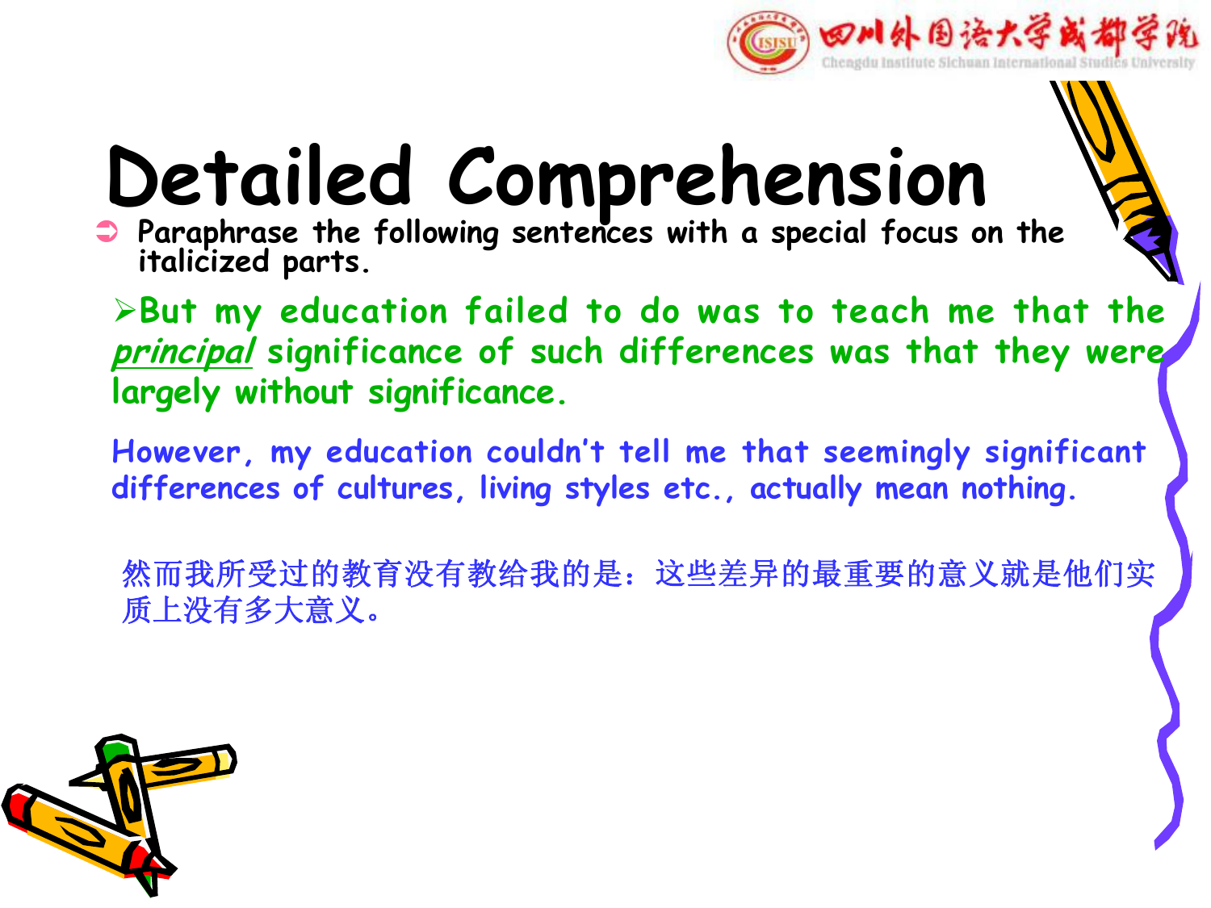# Detailed Comprehension

- Paraphrase the following sentences with a special focus on the italicized parts.

  - **But my education failed to do was to teach me that the *principal* significance of such differences was that they were largely without significance.**

However, my education couldn't tell me that seemingly significant differences of cultures, living styles etc., actually mean nothing.

然而我所受过的教育没有教给我的是：这些差异的最重要的意义就是他们实质上没有多大意义。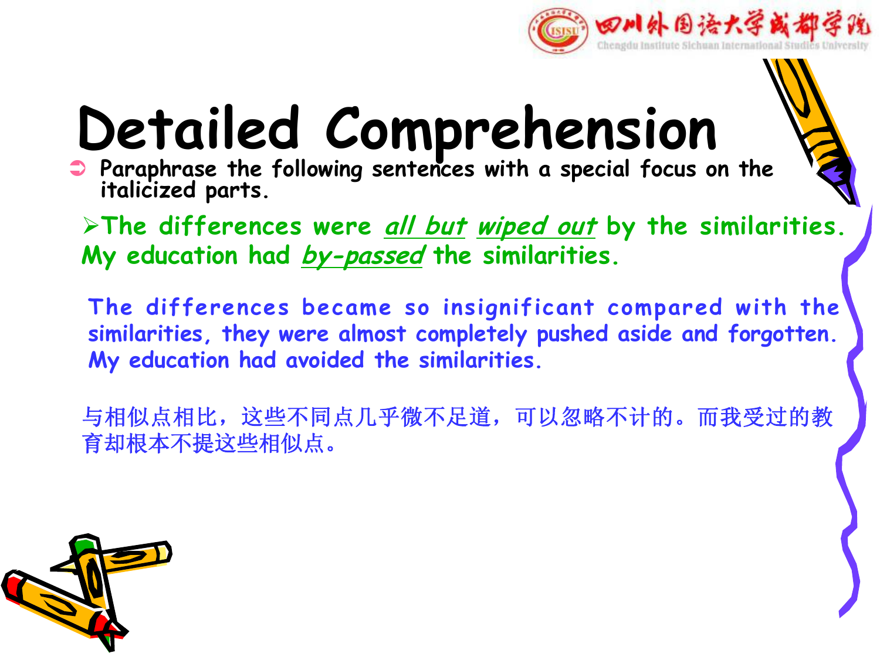# Detailed Comprehension

- Paraphrase the following sentences with a special focus on the italicized parts.

- The differences were *all but* *wiped out* by the similarities. My education had *by-passed* the similarities.

The differences became so insignificant compared with the similarities, they were almost completely pushed aside and forgotten. My education had avoided the similarities.

与相似点相比，这些不同点几乎微不足道，可以忽略不计的。而我受过的教育却根本不提这些相似点。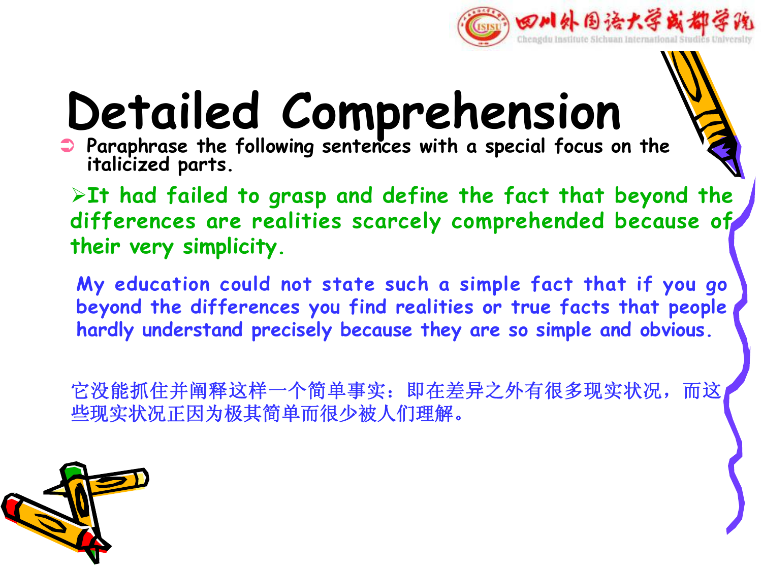# Detailed Comprehension

- Paraphrase the following sentences with a special focus on the italicized parts.

> It had failed to grasp and define the fact that beyond the differences are realities scarcely comprehended because of their very simplicity.

My education could not state such a simple fact that if you go beyond the differences you find realities or true facts that people hardly understand precisely because they are so simple and obvious.

它没能抓住并阐释这样一个简单事实：即在差异之外有很多现实状况，而这些现实状况正因为极其简单而很少被人们理解。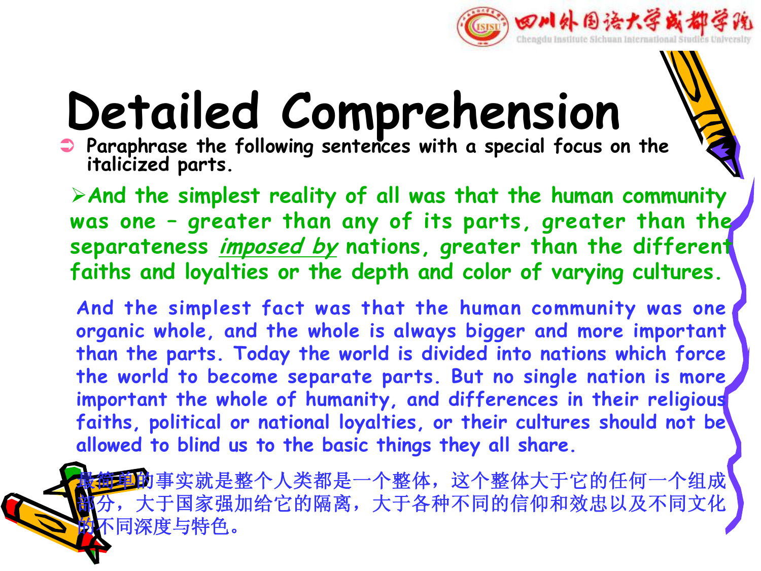# Detailed Comprehension

- Paraphrase the following sentences with a special focus on the italicized parts.

> And the simplest reality of all was that the human community was one – greater than any of its parts, greater than the separateness *imposed by* nations, greater than the different faiths and loyalties or the depth and color of varying cultures.

And the simplest fact was that the human community was one organic whole, and the whole is always bigger and more important than the parts. Today the world is divided into nations which force the world to become separate parts. But no single nation is more important the whole of humanity, and differences in their religious faiths, political or national loyalties, or their cultures should not be allowed to blind us to the basic things they all share.

最简单的事实就是整个人类都是一个整体，这个整体大于它的任何一个组成部分，大于国家强加给它的隔离，大于各种不同的信仰和效忠以及不同文化的不同深度与特色。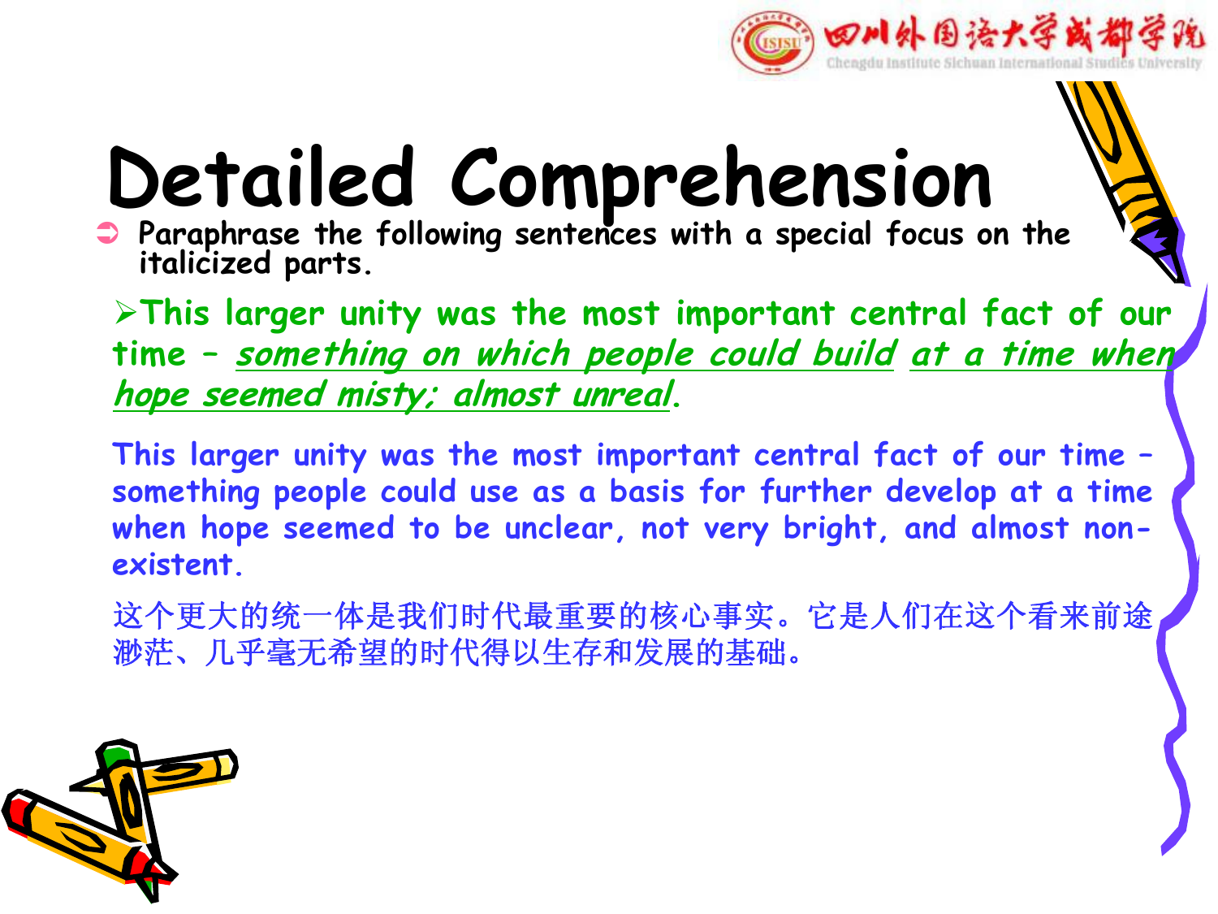# Detailed Comprehension

- Paraphrase the following sentences with a special focus on the italicized parts.

> This larger unity was the most important central fact of our time – *something on which people could build* *at a time when hope seemed misty; almost unreal*.

This larger unity was the most important central fact of our time – something people could use as a basis for further develop at a time when hope seemed to be unclear, not very bright, and almost non-existent.

这个更大的统一体是我们时代最重要的核心事实。它是人们在这个看来前途渺茫、几乎毫无希望的时代得以生存和发展的基础。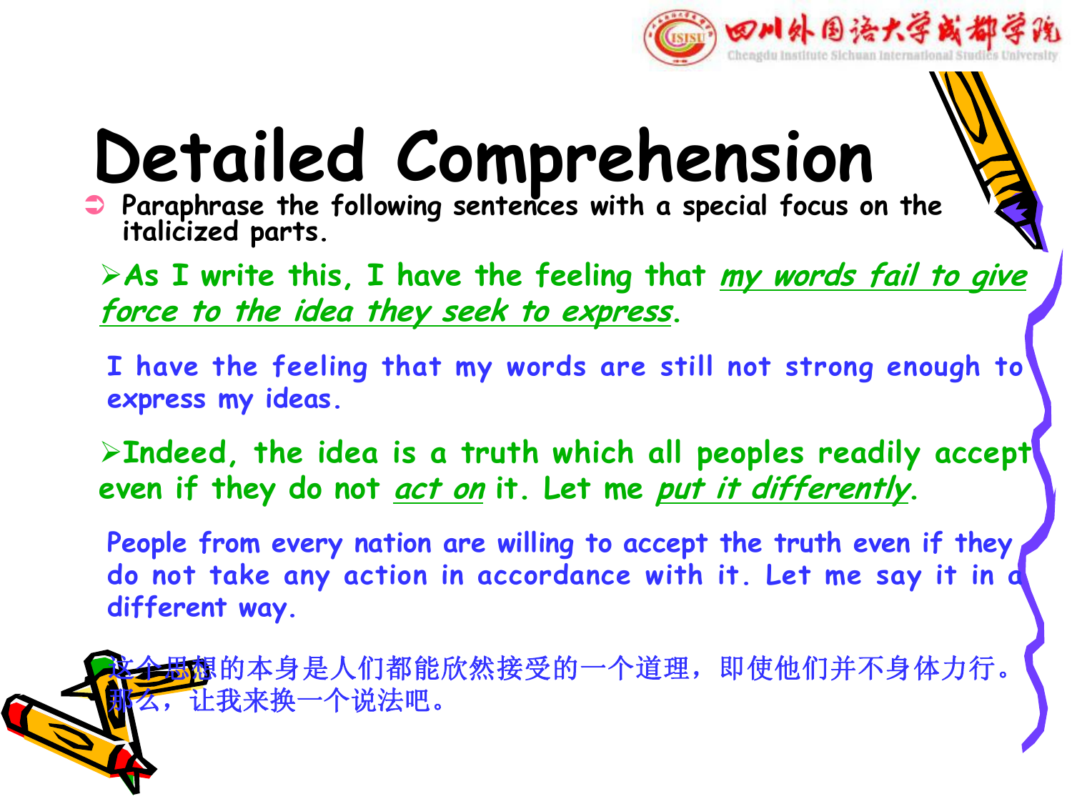# Detailed Comprehension

- Paraphrase the following sentences with a special focus on the italicized parts.

  - As I write this, I have the feeling that *my words fail to give force to the idea they seek to express*.

    I have the feeling that my words are still not strong enough to express my ideas.

  - Indeed, the idea is a truth which all peoples readily accept even if they do not *act on* it. Let me *put it differently*.

    People from every nation are willing to accept the truth even if they do not take any action in accordance with it. Let me say it in a different way.

    这个思想的本身是人们都能欣然接受的一个道理，即使他们并不身体力行。那么，让我来换一个说法吧。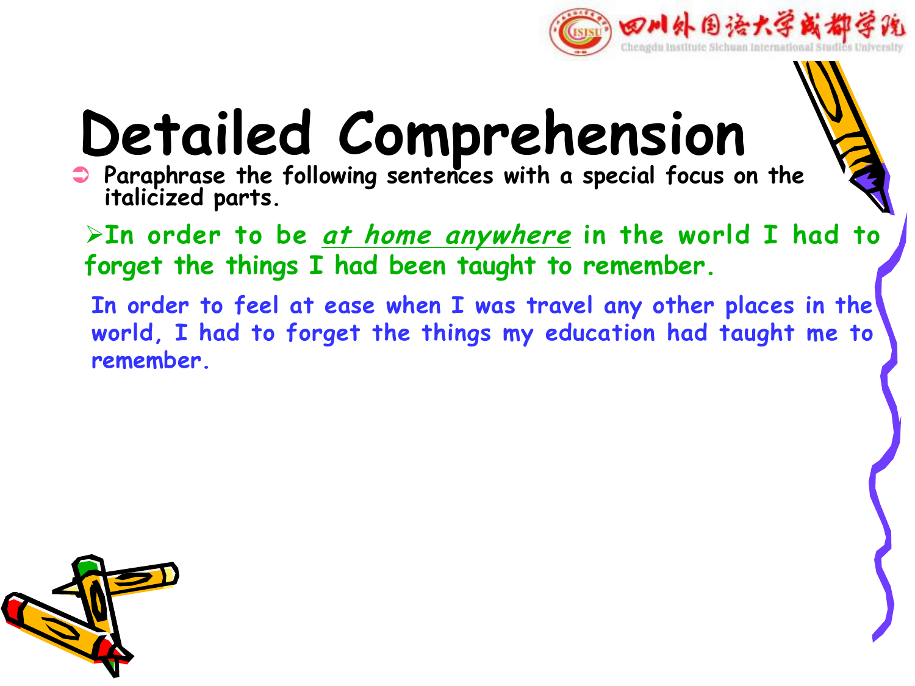# Detailed Comprehension

- Paraphrase the following sentences with a special focus on the italicized parts.

  - In order to be *at home anywhere* in the world I had to forget the things I had been taught to remember.

  In order to feel at ease when I was travel any other places in the world, I had to forget the things my education had taught me to remember.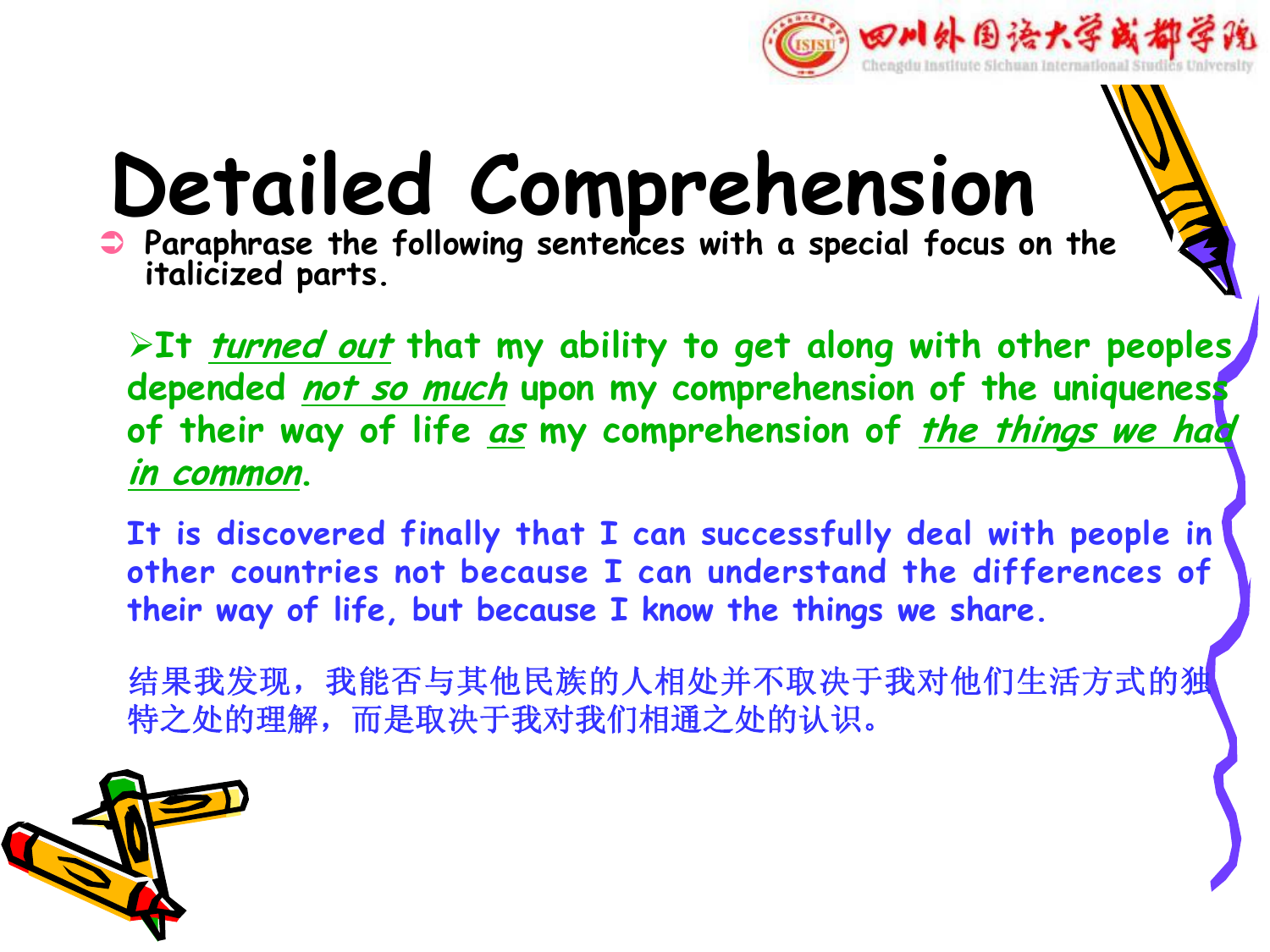# Detailed Comprehension

- Paraphrase the following sentences with a special focus on the italicized parts.

- It *turned out* that my ability to get along with other peoples depended *not so much* upon my comprehension of the uniqueness of their way of life *as* my comprehension of *the things we had in common*.

It is discovered finally that I can successfully deal with people in other countries not because I can understand the differences of their way of life, but because I know the things we share.

结果我发现，我能否与其他民族的人相处并不取决于我对他们生活方式的独特之处的理解，而是取决于我对我们相通之处的认识。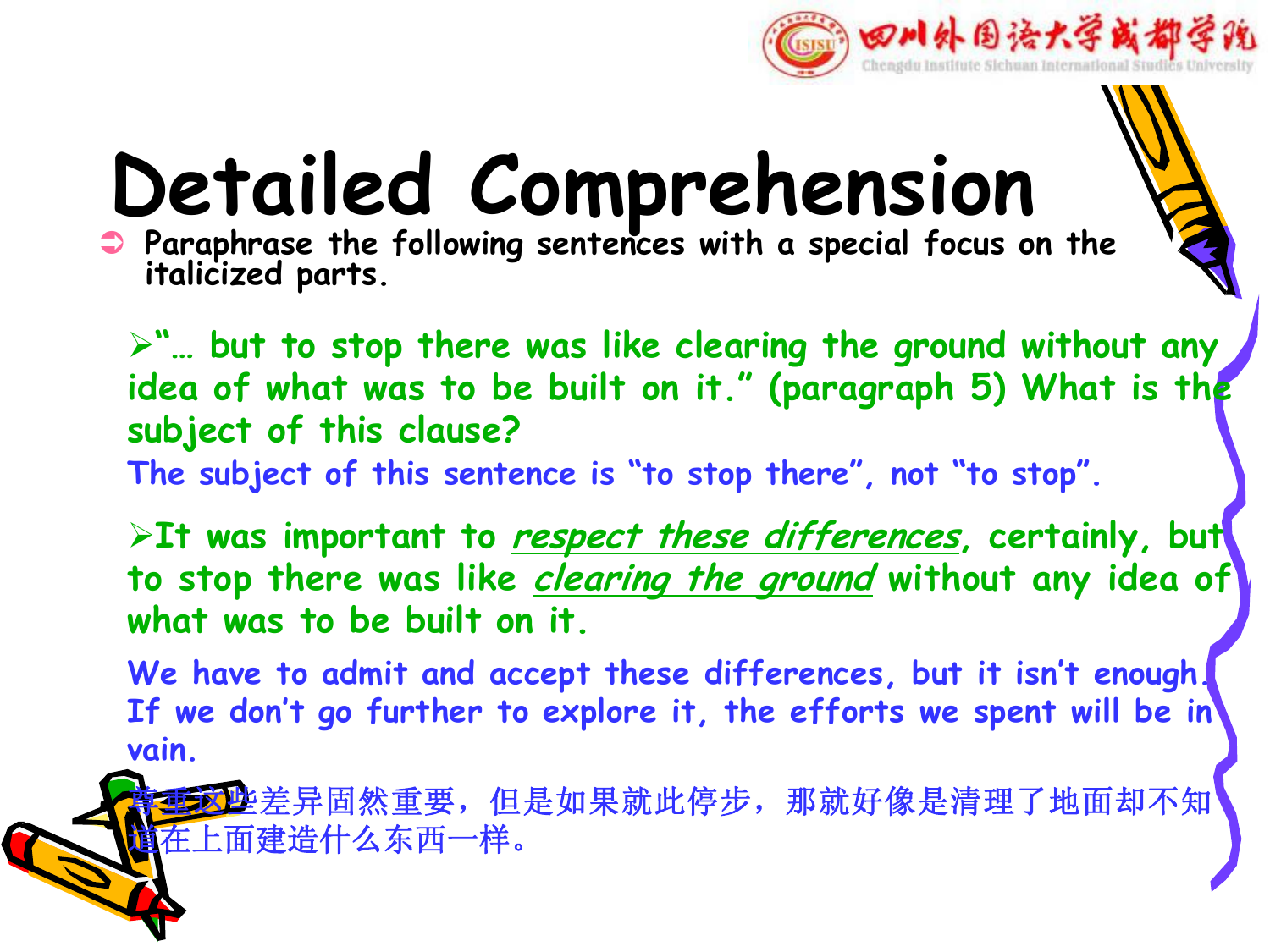# Detailed Comprehension

- Paraphrase the following sentences with a special focus on the italicized parts.

  - "… but to stop there was like clearing the ground without any idea of what was to be built on it." (paragraph 5) What is the subject of this clause?

    The subject of this sentence is "to stop there", not "to stop".

  - It was important to *respect these differences*, certainly, but to stop there was like *clearing the ground* without any idea of what was to be built on it.

    We have to admit and accept these differences, but it isn't enough. If we don't go further to explore it, the efforts we spent will be in vain.

    尊重这些差异固然重要，但是如果就此停步，那就好像是清理了地面却不知道在上面建造什么东西一样。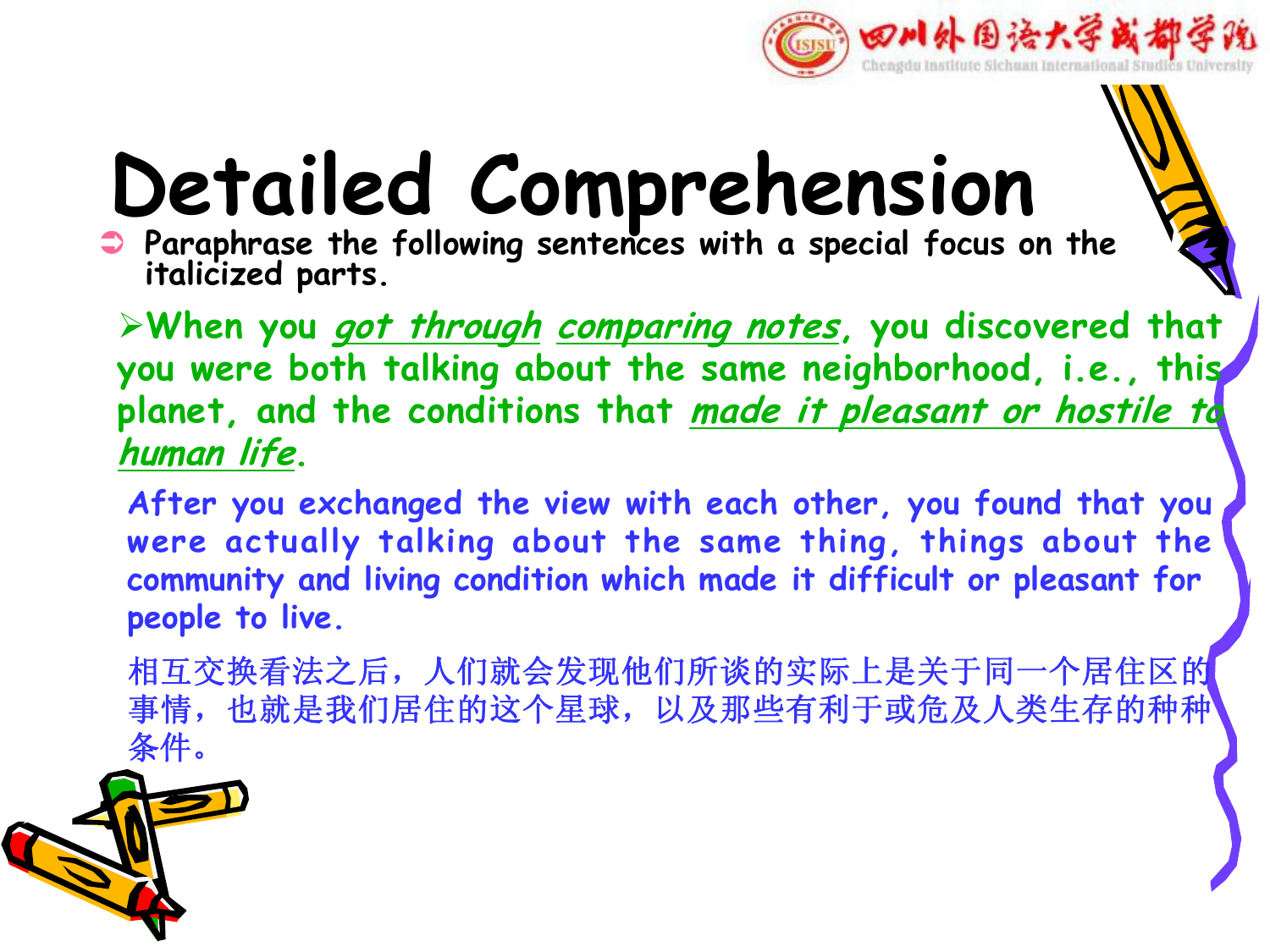# Detailed Comprehension

- Paraphrase the following sentences with a special focus on the italicized parts.

> When you *got through* *comparing notes*, you discovered that you were both talking about the same neighborhood, i.e., this planet, and the conditions that *made it pleasant or hostile to human life*.

After you exchanged the view with each other, you found that you were actually talking about the same thing, things about the community and living condition which made it difficult or pleasant for people to live.

相互交换看法之后，人们就会发现他们所谈的实际上是关于同一个居住区的事情，也就是我们居住的这个星球，以及那些有利于或危及人类生存的种种条件。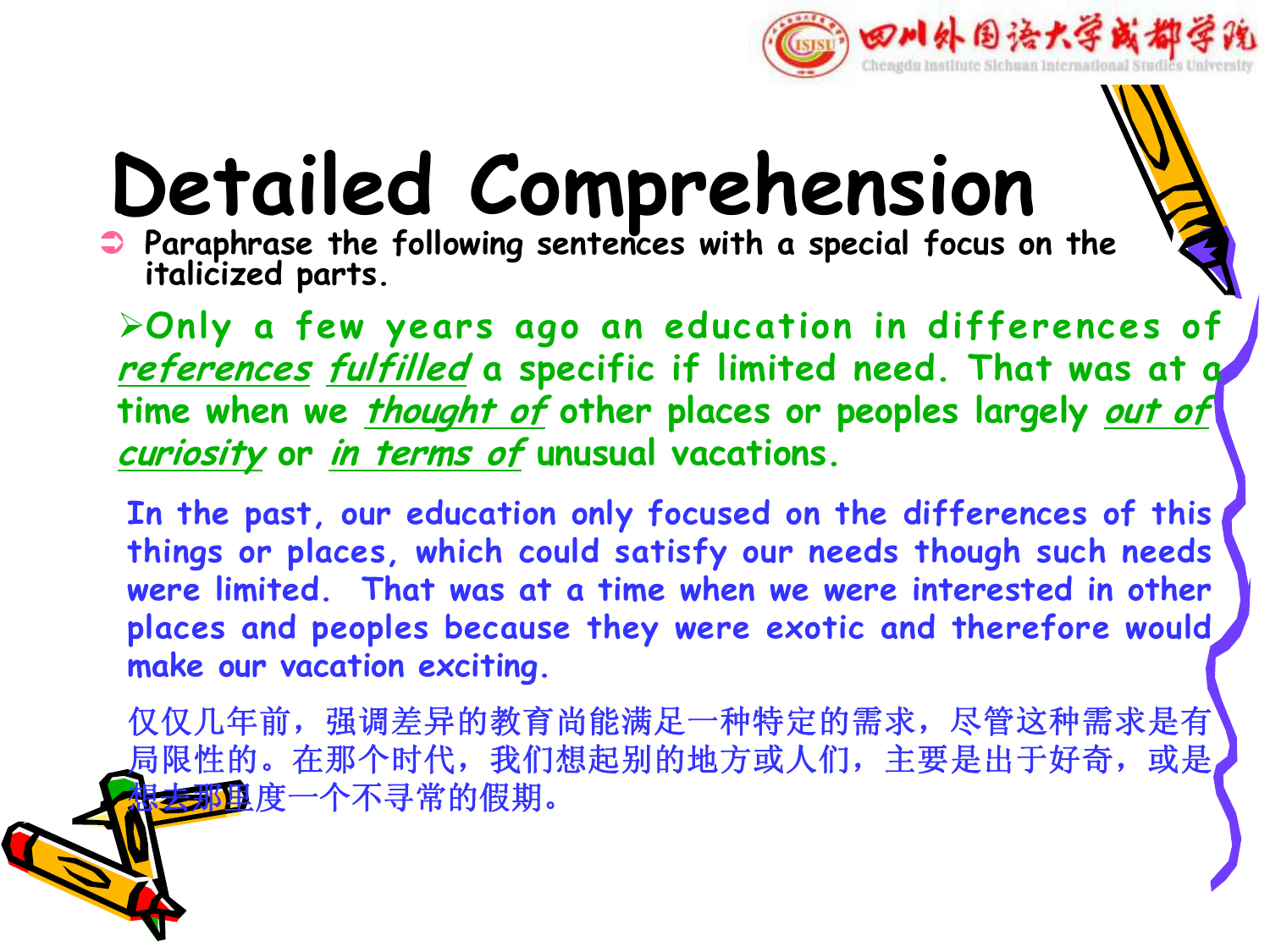# Detailed Comprehension

- Paraphrase the following sentences with a special focus on the italicized parts.

> Only a few years ago an education in differences of *references* *fulfilled* a specific if limited need. That was at a time when we *thought of* other places or peoples largely *out of curiosity* or *in terms of* unusual vacations.

In the past, our education only focused on the differences of this things or places, which could satisfy our needs though such needs were limited. That was at a time when we were interested in other places and peoples because they were exotic and therefore would make our vacation exciting.

仅仅几年前，强调差异的教育尚能满足一种特定的需求，尽管这种需求是有局限性的。在那个时代，我们想起别的地方或人们，主要是出于好奇，或是想去那里度一个不寻常的假期。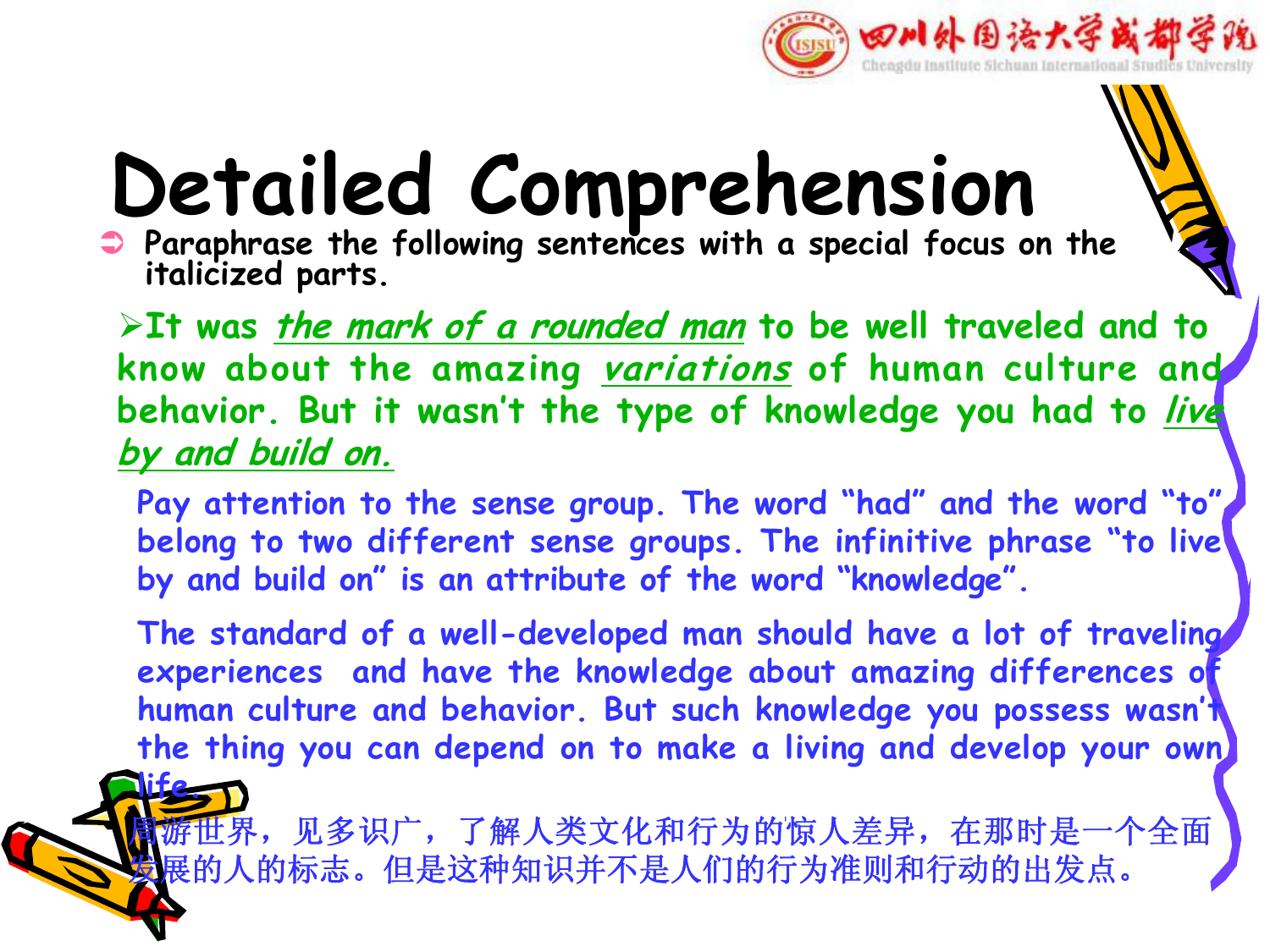# Detailed Comprehension

- Paraphrase the following sentences with a special focus on the italicized parts.

> It was *the mark of a rounded man* to be well traveled and to know about the amazing *variations* of human culture and behavior. But it wasn't the type of knowledge you had to *live by and build on.*

Pay attention to the sense group. The word "had" and the word "to" belong to two different sense groups. The infinitive phrase "to live by and build on" is an attribute of the word "knowledge".

The standard of a well-developed man should have a lot of traveling experiences and have the knowledge about amazing differences of human culture and behavior. But such knowledge you possess wasn't the thing you can depend on to make a living and develop your own life.

周游世界，见多识广，了解人类文化和行为的惊人差异，在那时是一个全面发展的人的标志。但是这种知识并不是人们的行为准则和行动的出发点。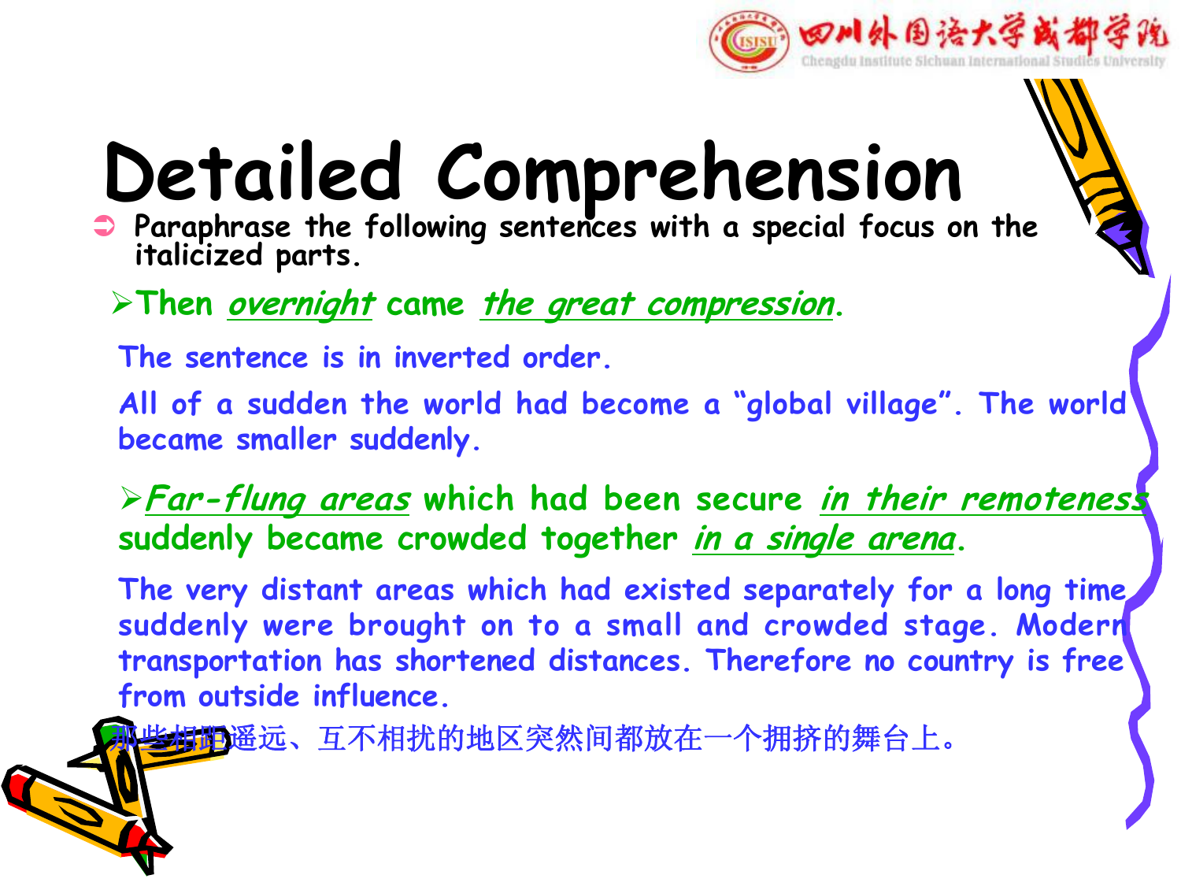# Detailed Comprehension

- Paraphrase the following sentences with a special focus on the italicized parts.

  - Then *overnight* came *the great compression*.

The sentence is in inverted order.

All of a sudden the world had become a "global village". The world became smaller suddenly.

  - *Far-flung areas* which had been secure *in their remoteness* suddenly became crowded together *in a single arena*.

The very distant areas which had existed separately for a long time suddenly were brought on to a small and crowded stage. Modern transportation has shortened distances. Therefore no country is free from outside influence.

那些相距遥远、互不相扰的地区突然间都放在一个拥挤的舞台上。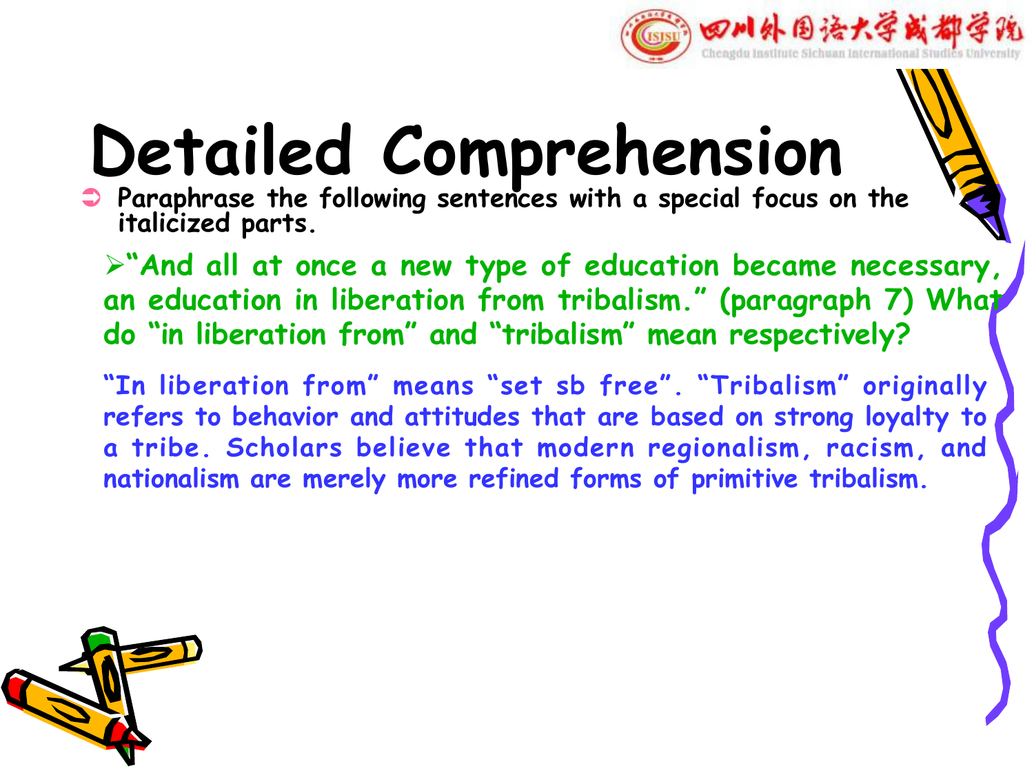# Detailed Comprehension

- Paraphrase the following sentences with a special focus on the italicized parts.

  - "And all at once a new type of education became necessary, an education in liberation from tribalism." (paragraph 7) What do "in liberation from" and "tribalism" mean respectively?

"In liberation from" means "set sb free". "Tribalism" originally refers to behavior and attitudes that are based on strong loyalty to a tribe. Scholars believe that modern regionalism, racism, and nationalism are merely more refined forms of primitive tribalism.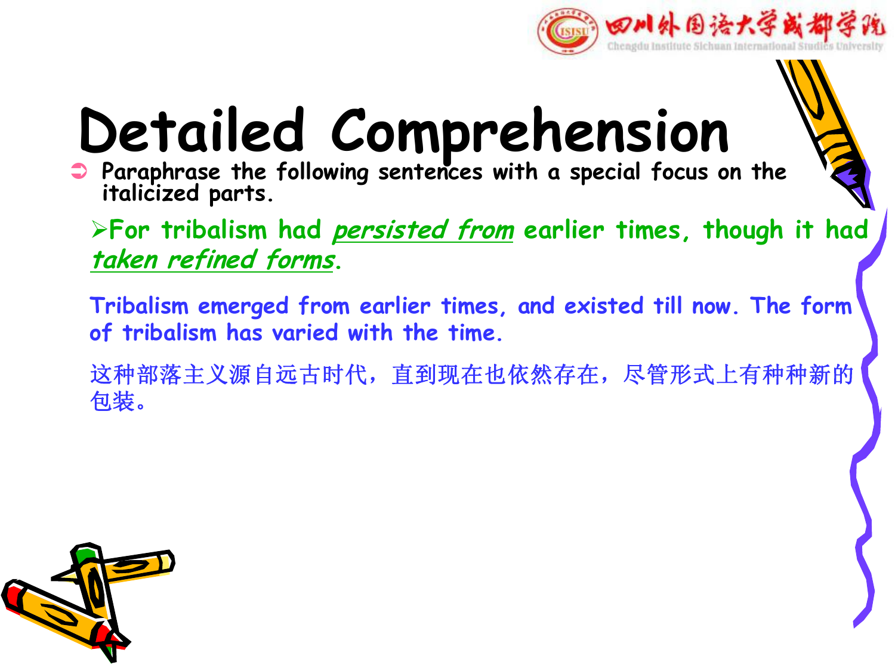# Detailed Comprehension

- Paraphrase the following sentences with a special focus on the italicized parts.

  - For tribalism had *persisted from* earlier times, though it had *taken refined forms*.

Tribalism emerged from earlier times, and existed till now. The form of tribalism has varied with the time.

这种部落主义源自远古时代，直到现在也依然存在，尽管形式上有种种新的包装。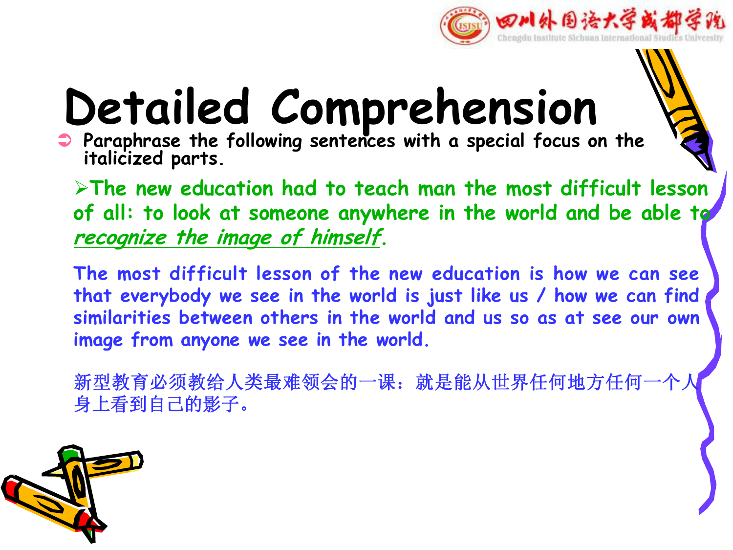# Detailed Comprehension

- Paraphrase the following sentences with a special focus on the italicized parts.

  - The new education had to teach man the most difficult lesson of all: to look at someone anywhere in the world and be able to *recognize the image of himself*.

The most difficult lesson of the new education is how we can see that everybody we see in the world is just like us / how we can find similarities between others in the world and us so as at see our own image from anyone we see in the world.

新型教育必须教给人类最难领会的一课：就是能从世界任何地方任何一个人身上看到自己的影子。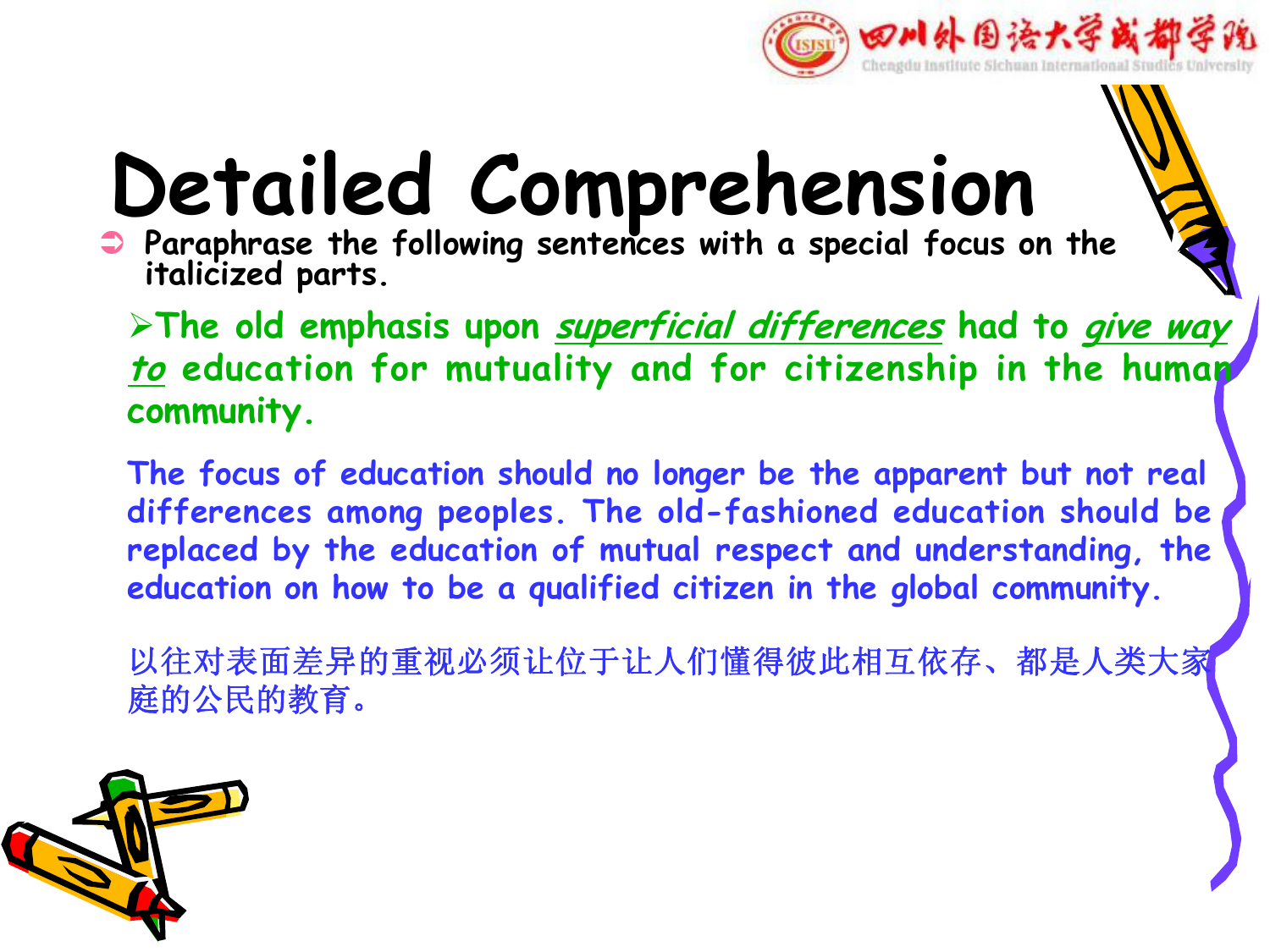# Detailed Comprehension

- Paraphrase the following sentences with a special focus on the italicized parts.

  - The old emphasis upon *superficial differences* had to *give way to* education for mutuality and for citizenship in the human community.

The focus of education should no longer be the apparent but not real differences among peoples. The old-fashioned education should be replaced by the education of mutual respect and understanding, the education on how to be a qualified citizen in the global community.

以往对表面差异的重视必须让位于让人们懂得彼此相互依存、都是人类大家庭的公民的教育。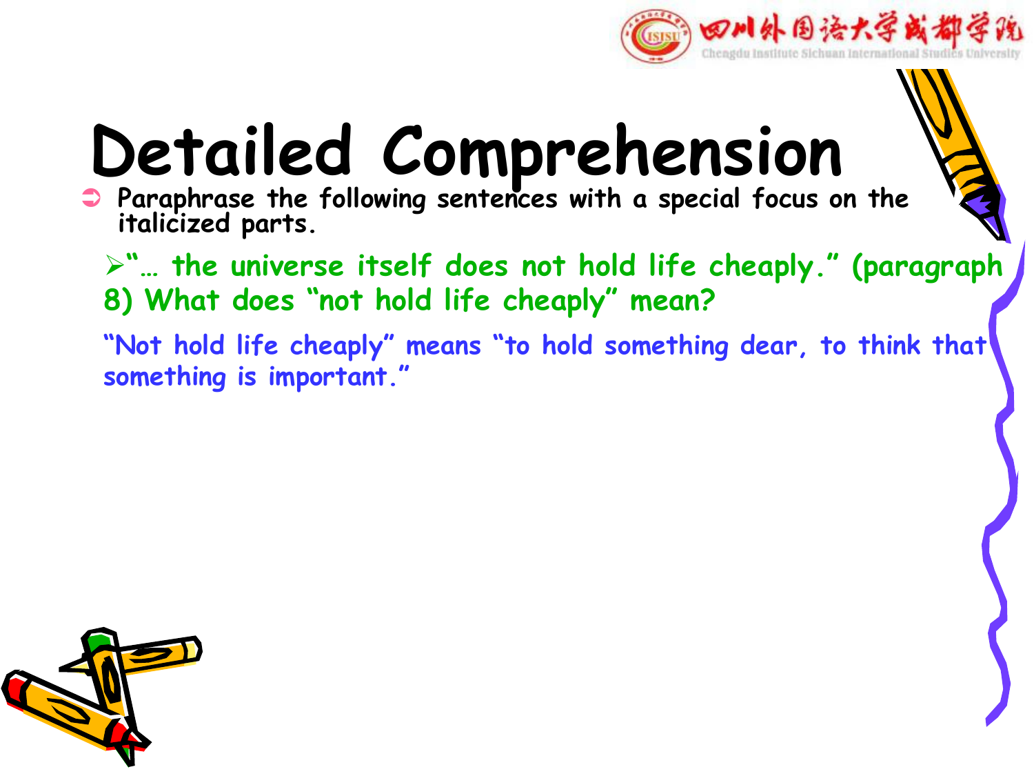# Detailed Comprehension

- Paraphrase the following sentences with a special focus on the italicized parts.

  - "… the universe itself does not hold life cheaply." (paragraph 8) What does "not hold life cheaply" mean?

  "Not hold life cheaply" means "to hold something dear, to think that something is important."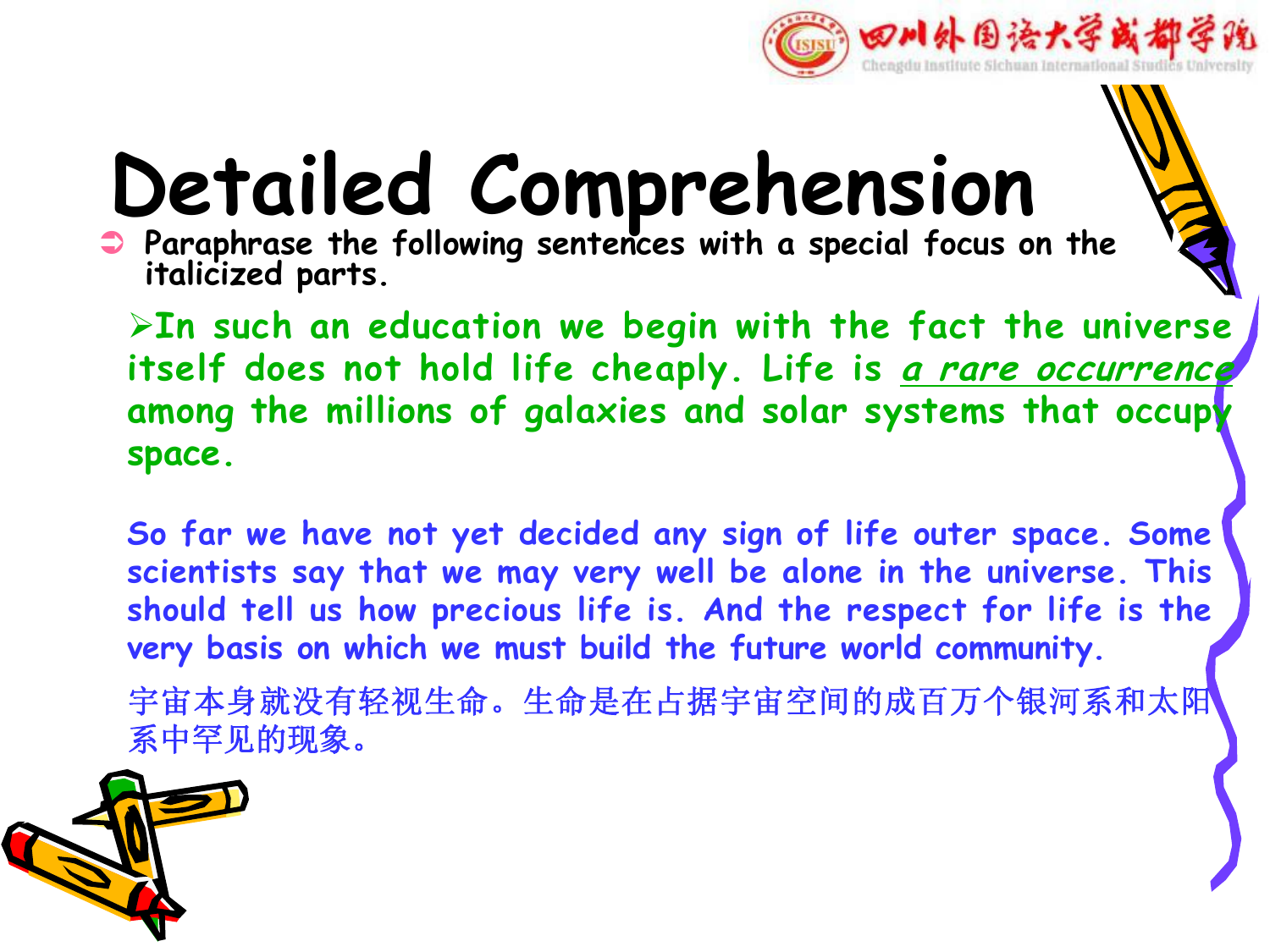# Detailed Comprehension

- Paraphrase the following sentences with a special focus on the italicized parts.

  - In such an education we begin with the fact the universe itself does not hold life cheaply. Life is *a rare occurrence* among the millions of galaxies and solar systems that occupy space.

So far we have not yet decided any sign of life outer space. Some scientists say that we may very well be alone in the universe. This should tell us how precious life is. And the respect for life is the very basis on which we must build the future world community.

宇宙本身就没有轻视生命。生命是在占据宇宙空间的成百万个银河系和太阳系中罕见的现象。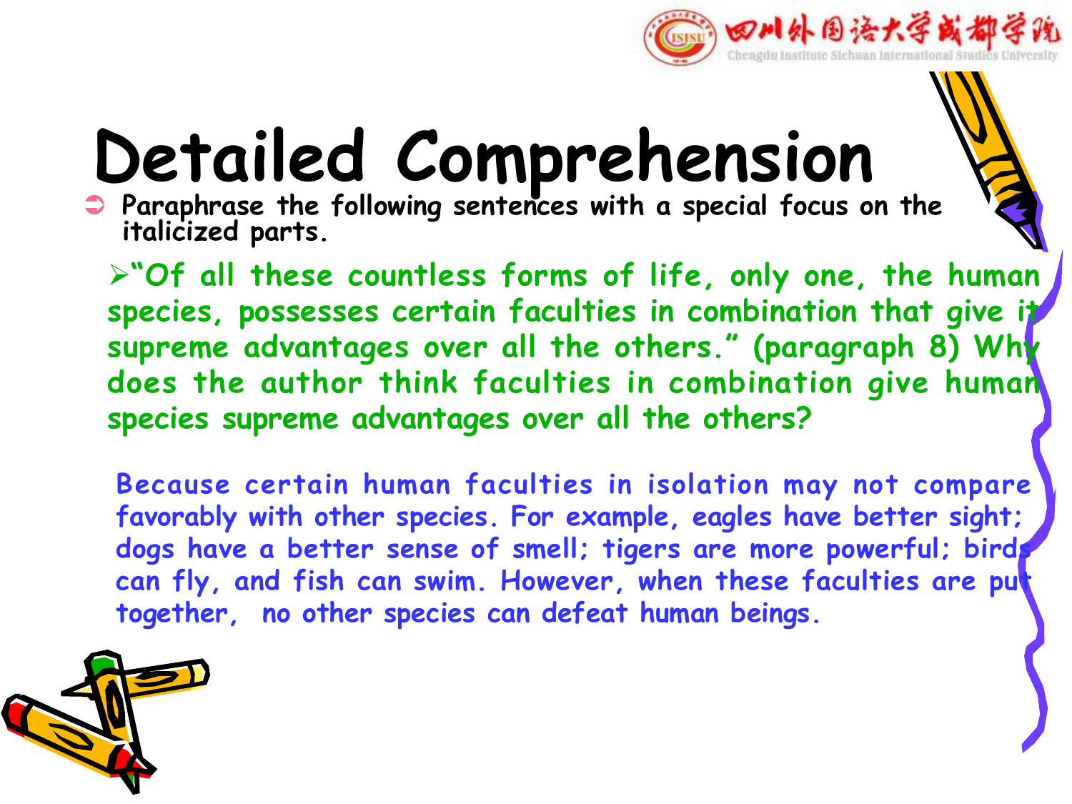# Detailed Comprehension

- Paraphrase the following sentences with a special focus on the italicized parts.

  - "Of all these countless forms of life, only one, the human species, possesses certain faculties in combination that give it supreme advantages over all the others." (paragraph 8) Why does the author think faculties in combination give human species supreme advantages over all the others?

Because certain human faculties in isolation may not compare favorably with other species. For example, eagles have better sight; dogs have a better sense of smell; tigers are more powerful; birds can fly, and fish can swim. However, when these faculties are put together, no other species can defeat human beings.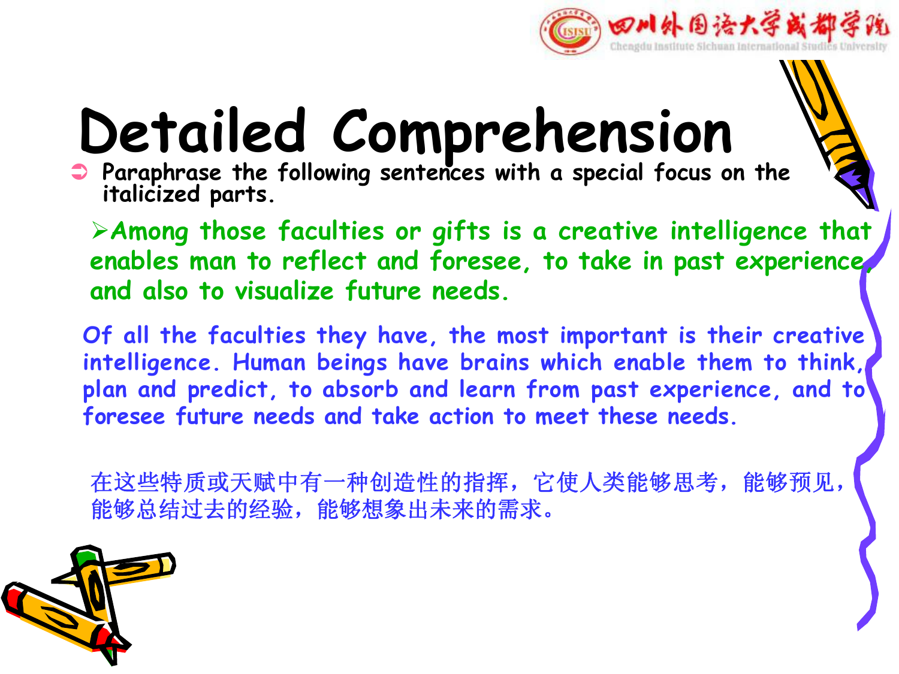# Detailed Comprehension

- Paraphrase the following sentences with a special focus on the italicized parts.

  - Among those faculties or gifts is a creative intelligence that enables man to reflect and foresee, to take in past experience, and also to visualize future needs.

Of all the faculties they have, the most important is their creative intelligence. Human beings have brains which enable them to think, plan and predict, to absorb and learn from past experience, and to foresee future needs and take action to meet these needs.

在这些特质或天赋中有一种创造性的指挥，它使人类能够思考，能够预见，能够总结过去的经验，能够想象出未来的需求。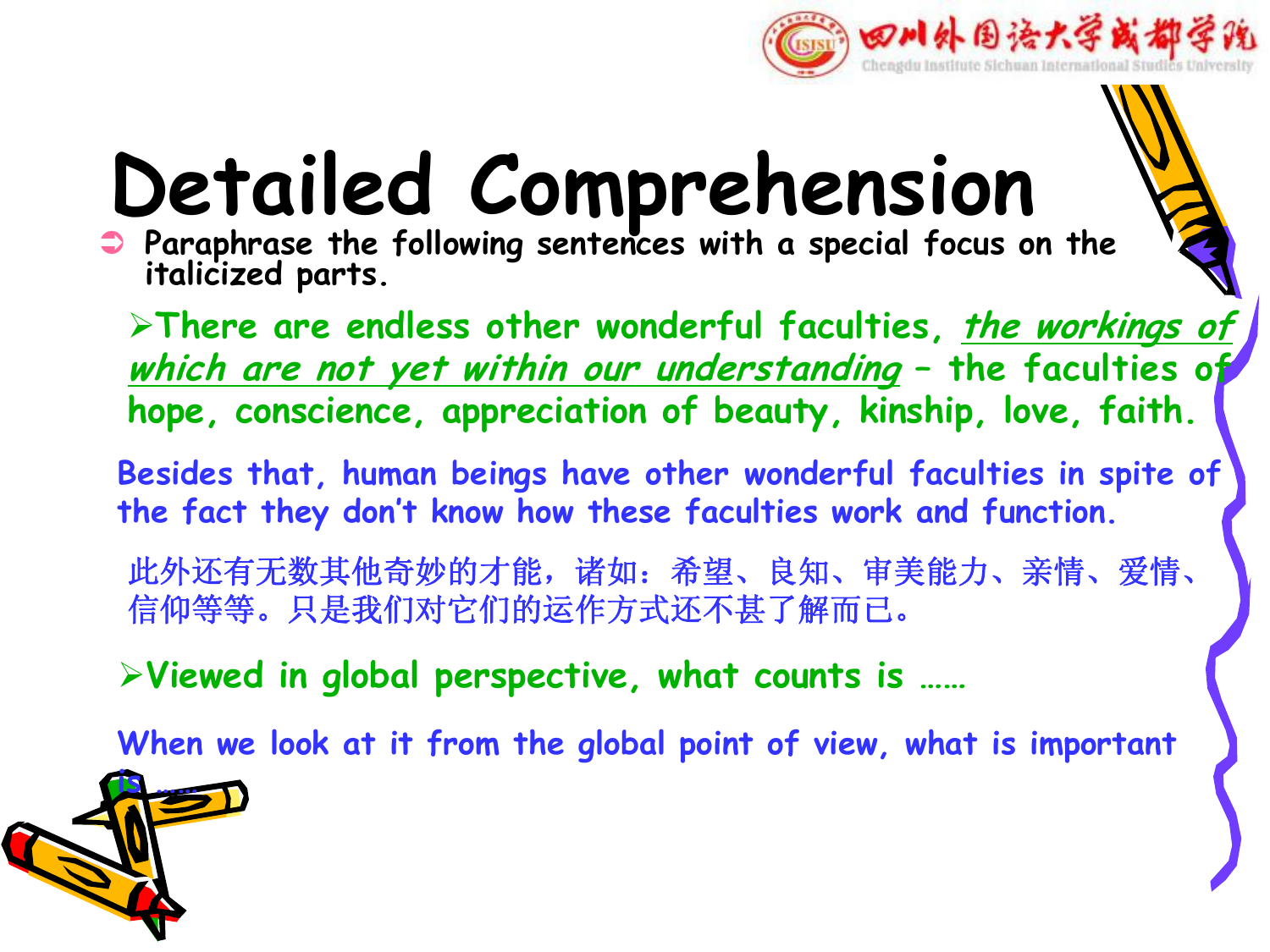# Detailed Comprehension

- Paraphrase the following sentences with a special focus on the italicized parts.

  - There are endless other wonderful faculties, *the workings of which are not yet within our understanding* – the faculties of hope, conscience, appreciation of beauty, kinship, love, faith.

Besides that, human beings have other wonderful faculties in spite of the fact they don't know how these faculties work and function.

此外还有无数其他奇妙的才能，诸如：希望、良知、审美能力、亲情、爱情、信仰等等。只是我们对它们的运作方式还不甚了解而已。

  - Viewed in global perspective, what counts is ……

When we look at it from the global point of view, what is important is ……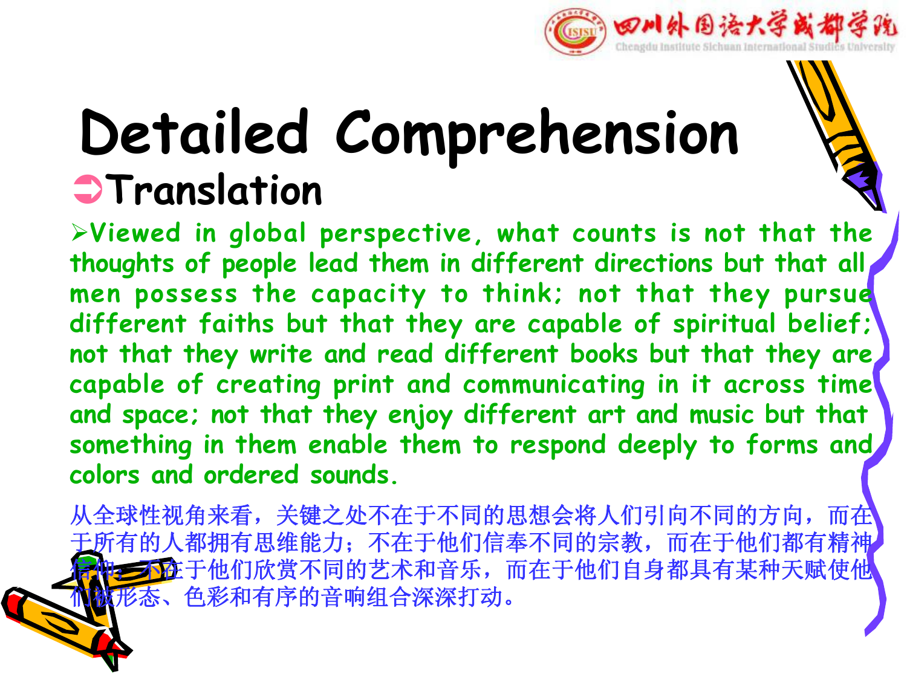# Detailed Comprehension

## ➲Translation

➢Viewed in global perspective, what counts is not that the thoughts of people lead them in different directions but that all men possess the capacity to think; not that they pursue different faiths but that they are capable of spiritual belief; not that they write and read different books but that they are capable of creating print and communicating in it across time and space; not that they enjoy different art and music but that something in them enable them to respond deeply to forms and colors and ordered sounds.

从全球性视角来看，关键之处不在于不同的思想会将人们引向不同的方向，而在于所有的人都拥有思维能力；不在于他们信奉不同的宗教，而在于他们都有精神信仰；不在于他们欣赏不同的艺术和音乐，而在于他们自身都具有某种天赋使他们被形态、色彩和有序的音响组合深深打动。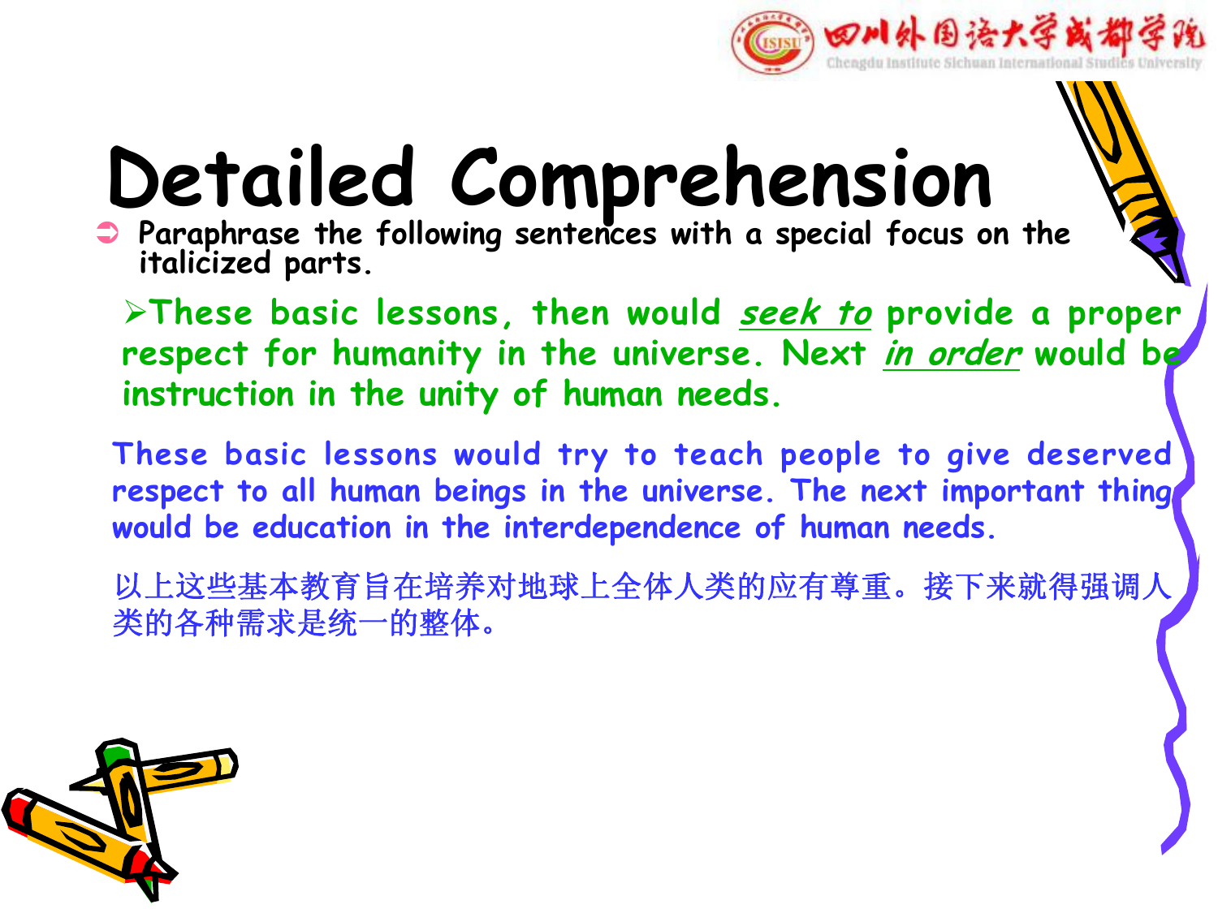# Detailed Comprehension

- Paraphrase the following sentences with a special focus on the italicized parts.

> These basic lessons, then would *seek to* provide a proper respect for humanity in the universe. Next *in order* would be instruction in the unity of human needs.

These basic lessons would try to teach people to give deserved respect to all human beings in the universe. The next important thing would be education in the interdependence of human needs.

以上这些基本教育旨在培养对地球上全体人类的应有尊重。接下来就得强调人类的各种需求是统一的整体。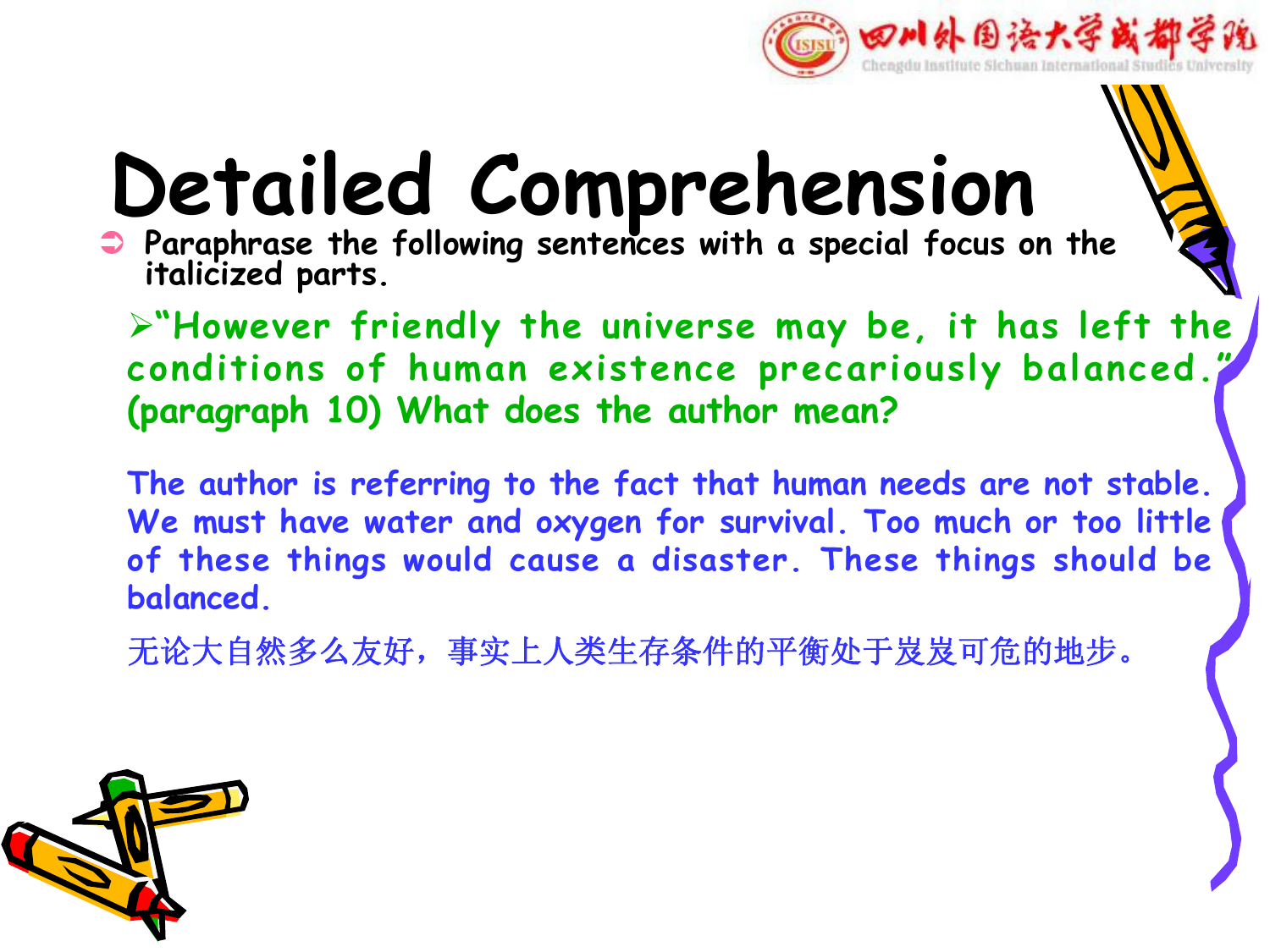# Detailed Comprehension

- Paraphrase the following sentences with a special focus on the italicized parts.

  - "However friendly the universe may be, it has left the conditions of human existence precariously balanced." (paragraph 10) What does the author mean?

The author is referring to the fact that human needs are not stable. We must have water and oxygen for survival. Too much or too little of these things would cause a disaster. These things should be balanced.

无论大自然多么友好，事实上人类生存条件的平衡处于岌岌可危的地步。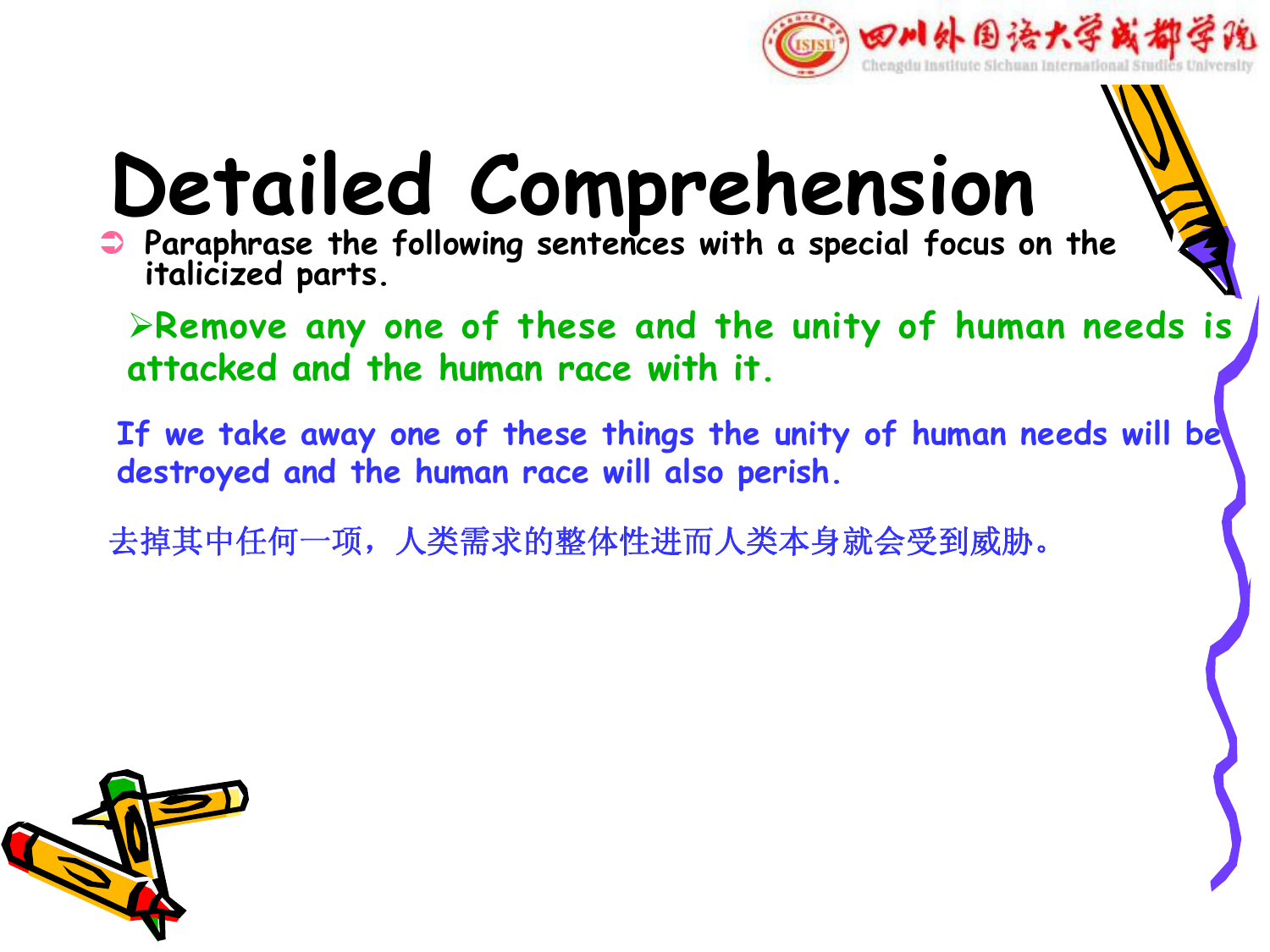# Detailed Comprehension

- Paraphrase the following sentences with a special focus on the italicized parts.

  - Remove any one of these and the unity of human needs is attacked and the human race with it.

If we take away one of these things the unity of human needs will be destroyed and the human race will also perish.

去掉其中任何一项，人类需求的整体性进而人类本身就会受到威胁。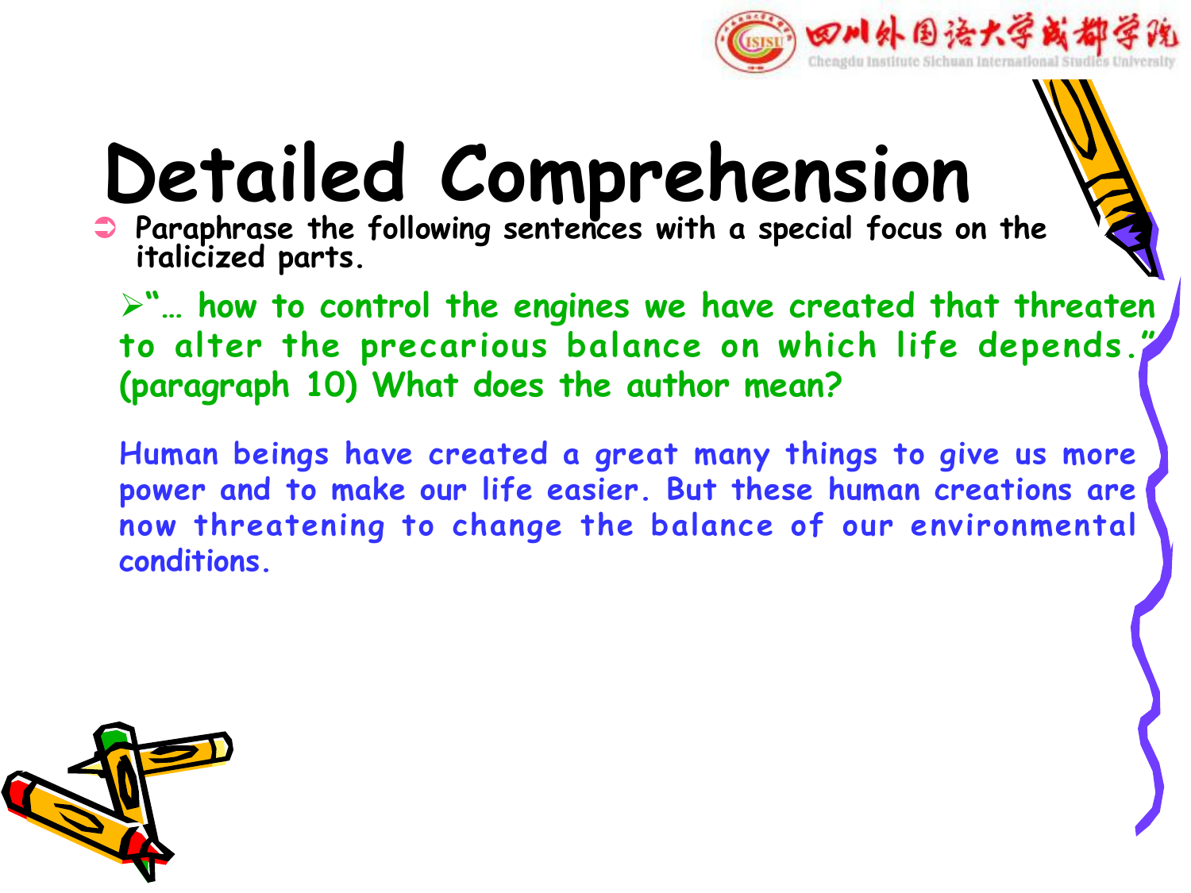# Detailed Comprehension

- Paraphrase the following sentences with a special focus on the italicized parts.

  - "… how to control the engines we have created that threaten to alter the precarious balance on which life depends." (paragraph 10) What does the author mean?

  Human beings have created a great many things to give us more power and to make our life easier. But these human creations are now threatening to change the balance of our environmental conditions.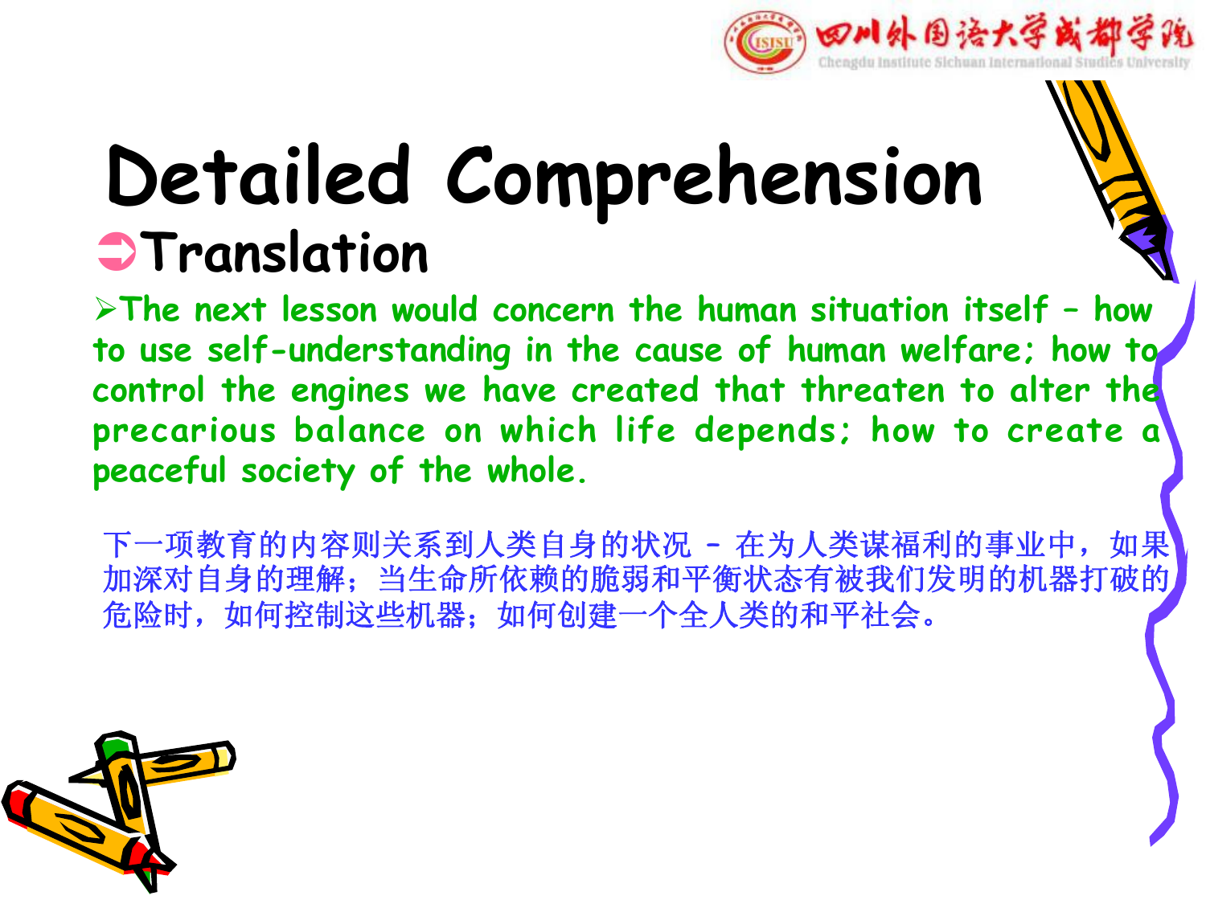# Detailed Comprehension

## Translation

- The next lesson would concern the human situation itself – how to use self-understanding in the cause of human welfare; how to control the engines we have created that threaten to alter the precarious balance on which life depends; how to create a peaceful society of the whole.

下一项教育的内容则关系到人类自身的状况 – 在为人类谋福利的事业中，如果加深对自身的理解；当生命所依赖的脆弱和平衡状态有被我们发明的机器打破的危险时，如何控制这些机器；如何创建一个全人类的和平社会。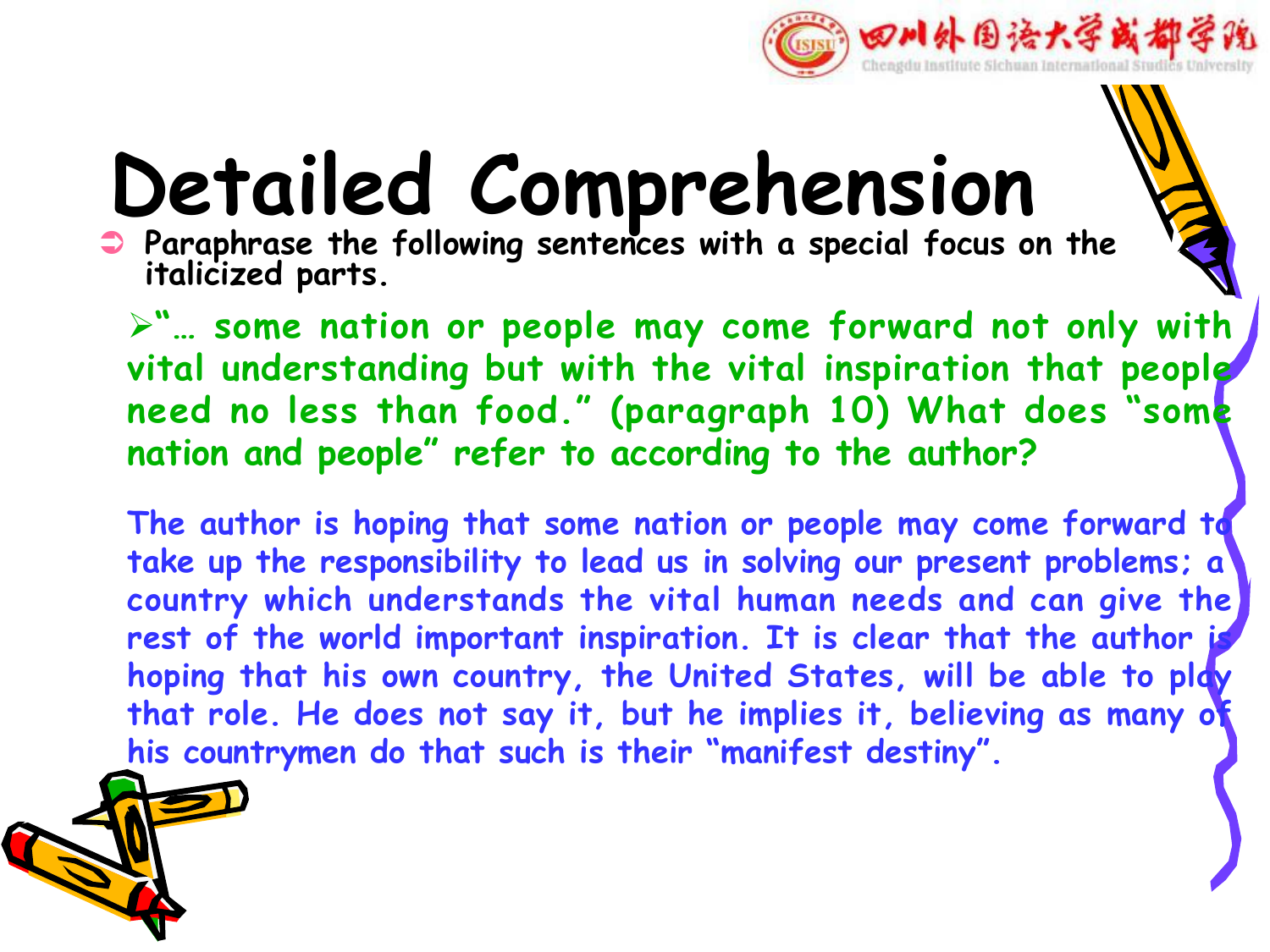# Detailed Comprehension

- Paraphrase the following sentences with a special focus on the italicized parts.

  - "… some nation or people may come forward not only with vital understanding but with the vital inspiration that people need no less than food." (paragraph 10) What does "some nation and people" refer to according to the author?

The author is hoping that some nation or people may come forward to take up the responsibility to lead us in solving our present problems; a country which understands the vital human needs and can give the rest of the world important inspiration. It is clear that the author is hoping that his own country, the United States, will be able to play that role. He does not say it, but he implies it, believing as many of his countrymen do that such is their "manifest destiny".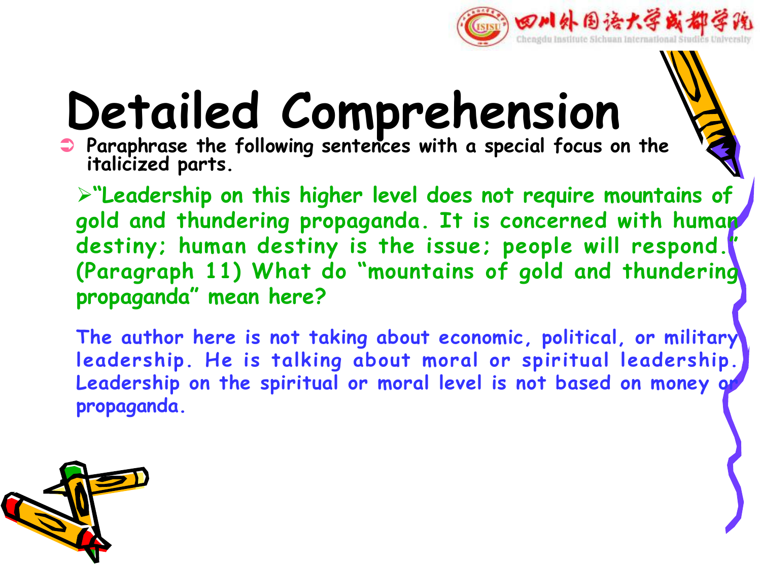# Detailed Comprehension

- Paraphrase the following sentences with a special focus on the italicized parts.

  - "Leadership on this higher level does not require mountains of gold and thundering propaganda. It is concerned with human destiny; human destiny is the issue; people will respond." (Paragraph 11) What do "mountains of gold and thundering propaganda" mean here?

  The author here is not taking about economic, political, or military leadership. He is talking about moral or spiritual leadership. Leadership on the spiritual or moral level is not based on money or propaganda.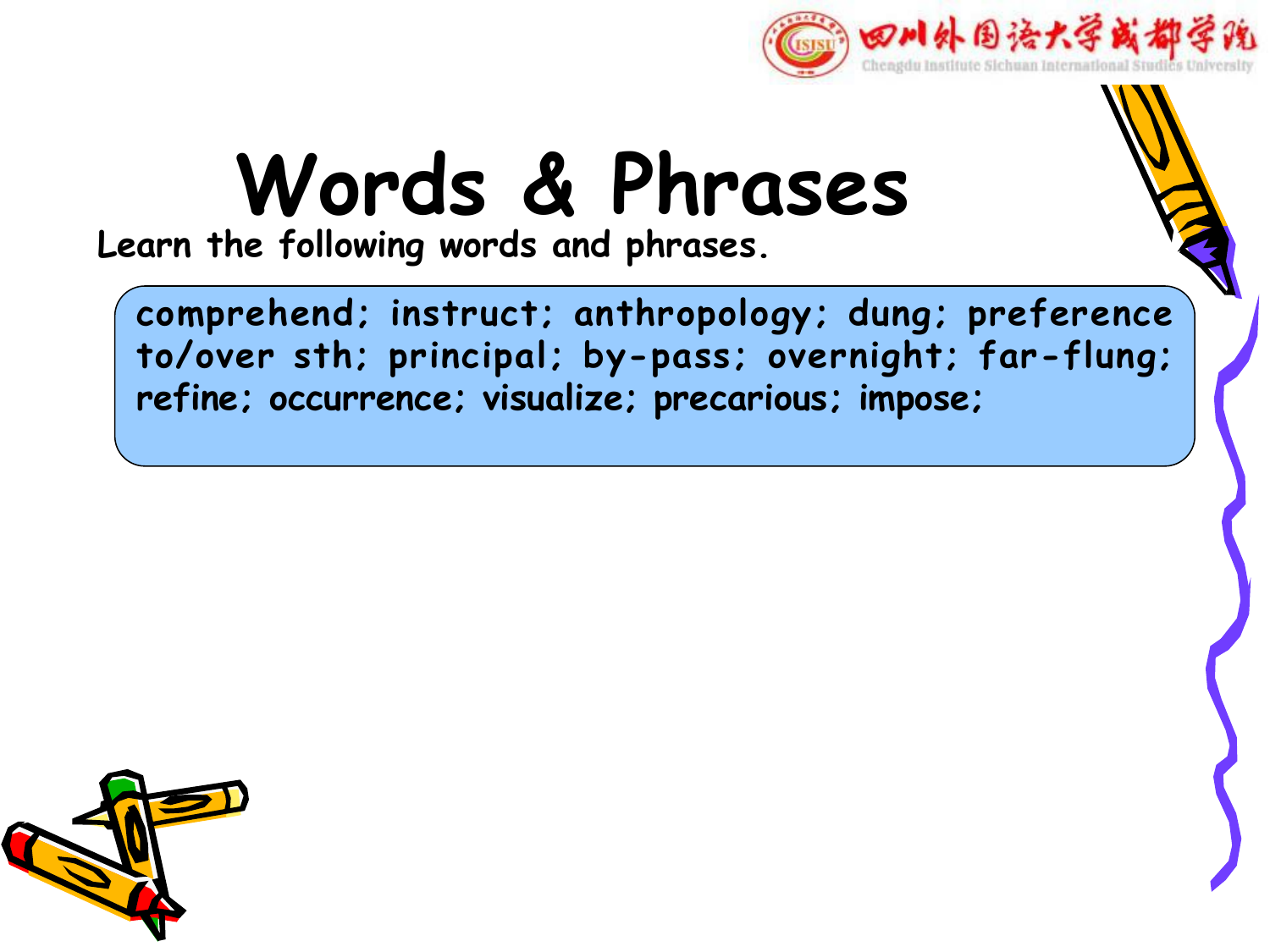# Words & Phrases

Learn the following words and phrases.

comprehend; instruct; anthropology; dung; preference to/over sth; principal; by-pass; overnight; far-flung; refine; occurrence; visualize; precarious; impose;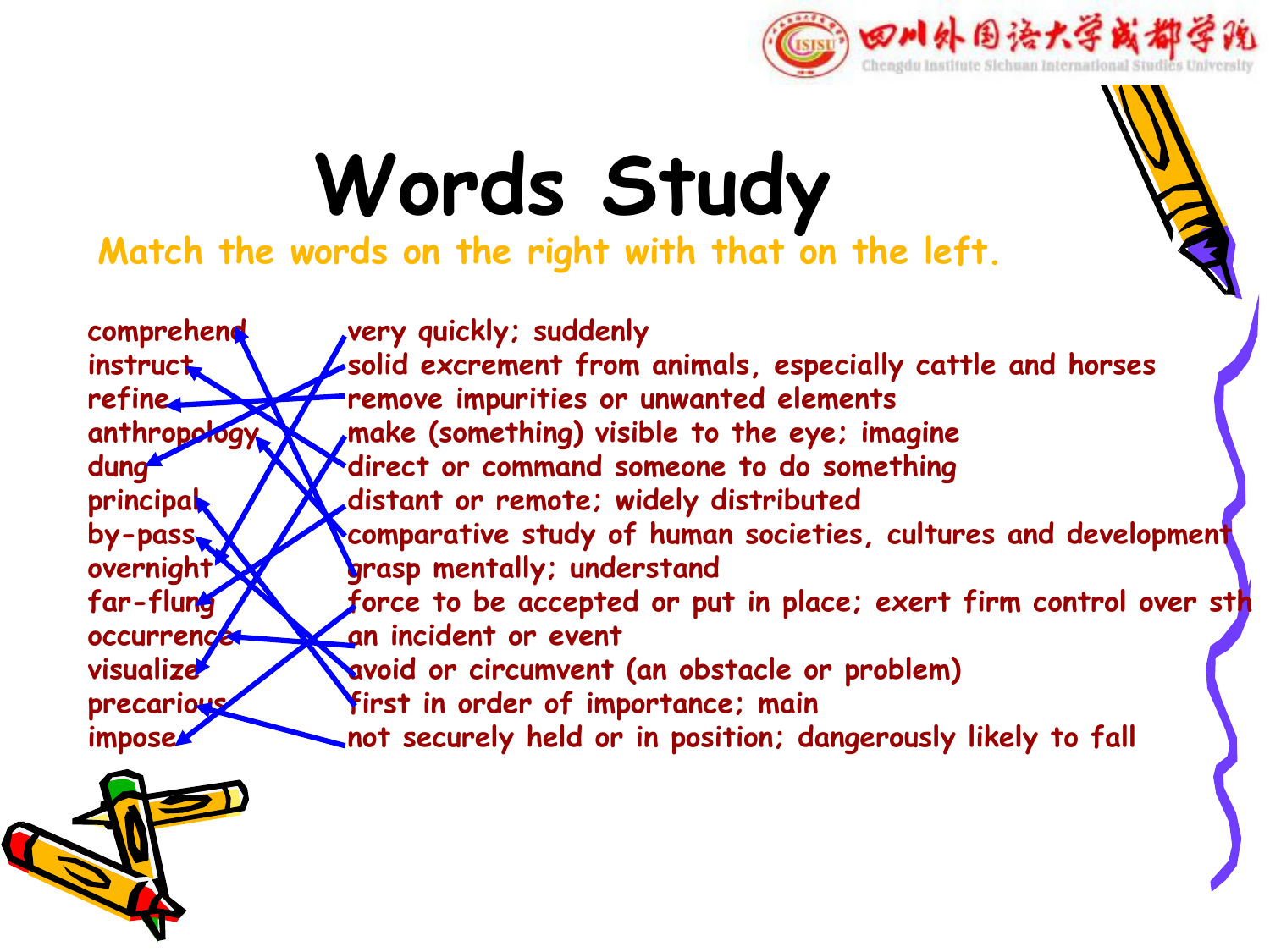# Words Study

Match the words on the right with that on the left.

| | |
|---|---|
| comprehend | very quickly; suddenly |
| instruct | solid excrement from animals, especially cattle and horses |
| refine | remove impurities or unwanted elements |
| anthropology | make (something) visible to the eye; imagine |
| dung | direct or command someone to do something |
| principal | distant or remote; widely distributed |
| by-pass | comparative study of human societies, cultures and development |
| overnight | grasp mentally; understand |
| far-flung | force to be accepted or put in place; exert firm control over sth |
| occurrence | an incident or event |
| visualize | avoid or circumvent (an obstacle or problem) |
| precarious | first in order of importance; main |
| impose | not securely held or in position; dangerously likely to fall |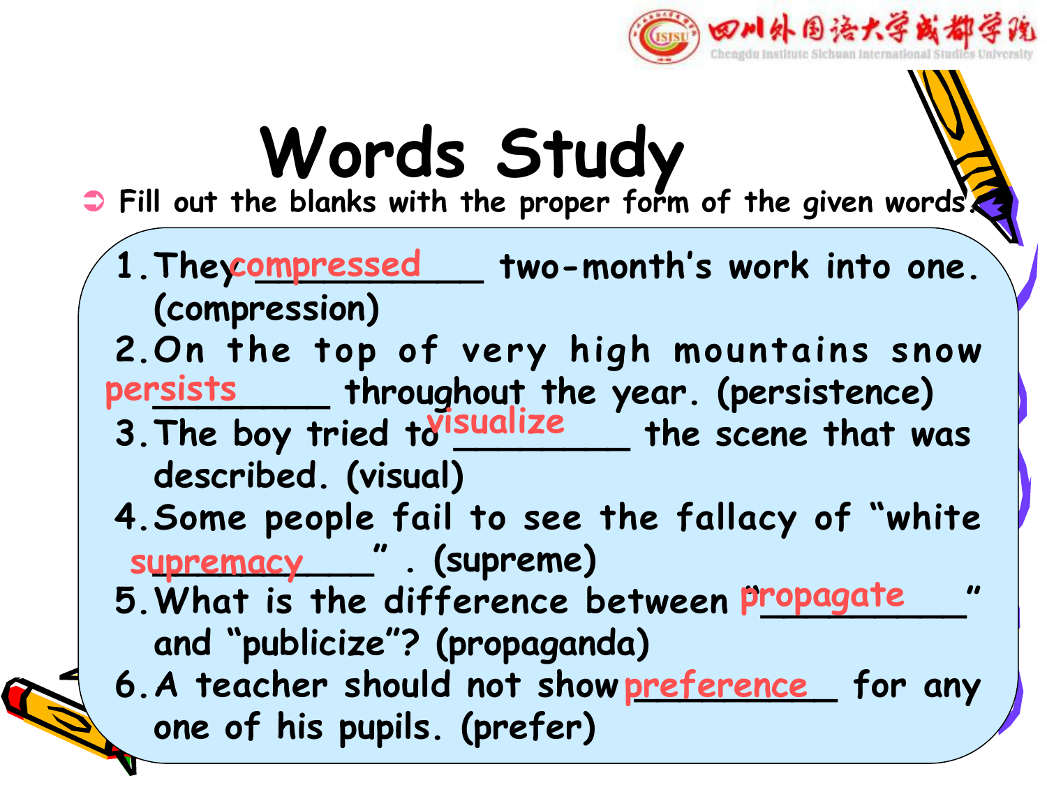# Words Study

- Fill out the blanks with the proper form of the given words.

1. They compressed two-month's work into one. (compression)
2. On the top of very high mountains snow persists throughout the year. (persistence)
3. The boy tried to visualize the scene that was described. (visual)
4. Some people fail to see the fallacy of "white supremacy". (supreme)
5. What is the difference between "propagate" and "publicize"? (propaganda)
6. A teacher should not show preference for any one of his pupils. (prefer)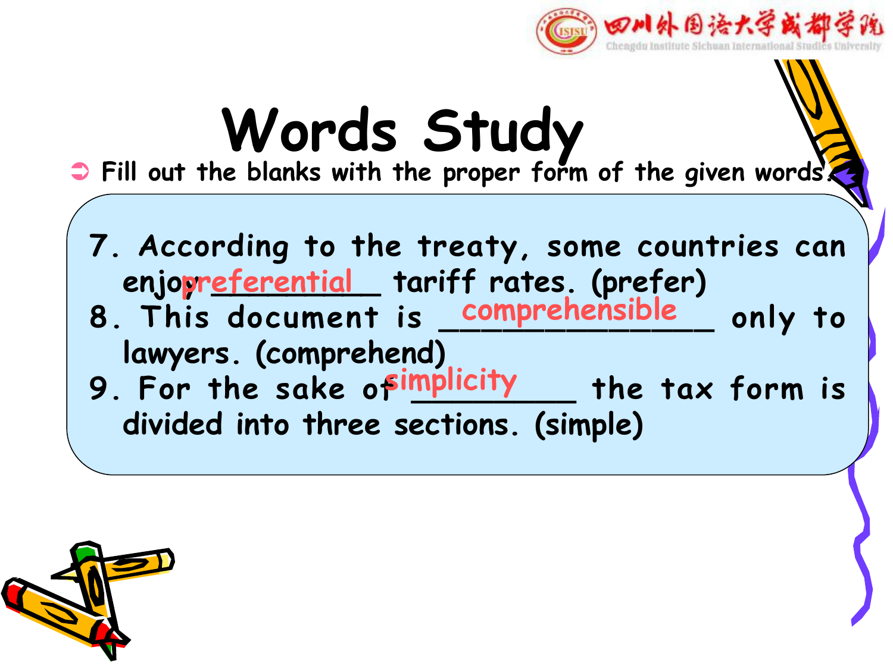# Words Study

- Fill out the blanks with the proper form of the given words.

7. According to the treaty, some countries can enjoy preferential tariff rates. (prefer)
8. This document is comprehensible only to lawyers. (comprehend)
9. For the sake of simplicity the tax form is divided into three sections. (simple)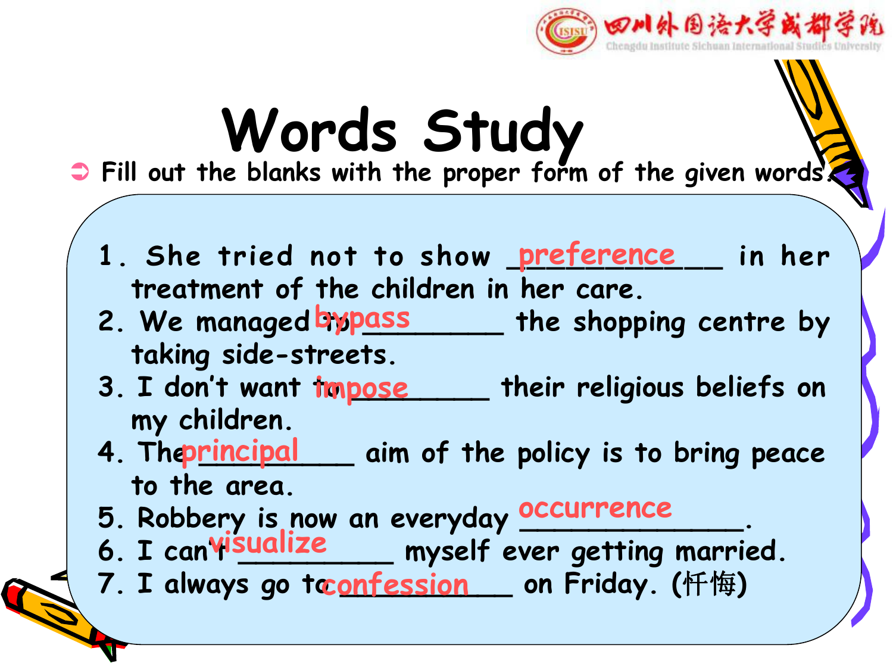# Words Study

- Fill out the blanks with the proper form of the given words.

1. She tried not to show ___preference___ in her treatment of the children in her care.
2. We managed to ___bypass___ the shopping centre by taking side-streets.
3. I don't want to ___impose___ their religious beliefs on my children.
4. The ___principal___ aim of the policy is to bring peace to the area.
5. Robbery is now an everyday ___occurrence___.
6. I can't ___visualize___ myself ever getting married.
7. I always go to ___confession___ on Friday. (忏悔)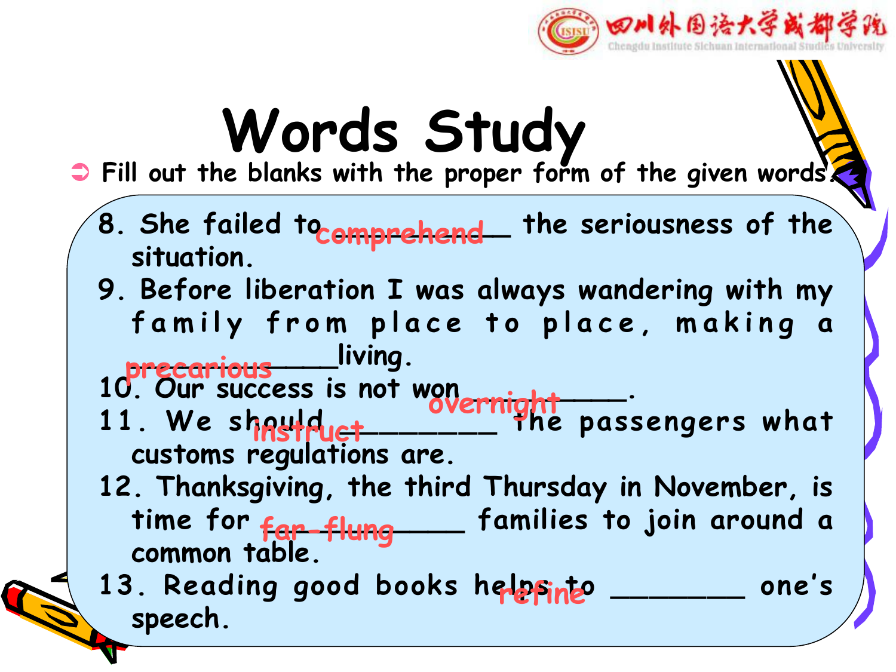# Words Study

- Fill out the blanks with the proper form of the given words.

8. She failed to ___comprehend___ the seriousness of the situation.
9. Before liberation I was always wandering with my family from place to place, making a ___precarious___ living.
10. Our success is not won ___overnight___.
11. We should ___instruct___ the passengers what customs regulations are.
12. Thanksgiving, the third Thursday in November, is time for ___far-flung___ families to join around a common table.
13. Reading good books helps to ___refine___ one's speech.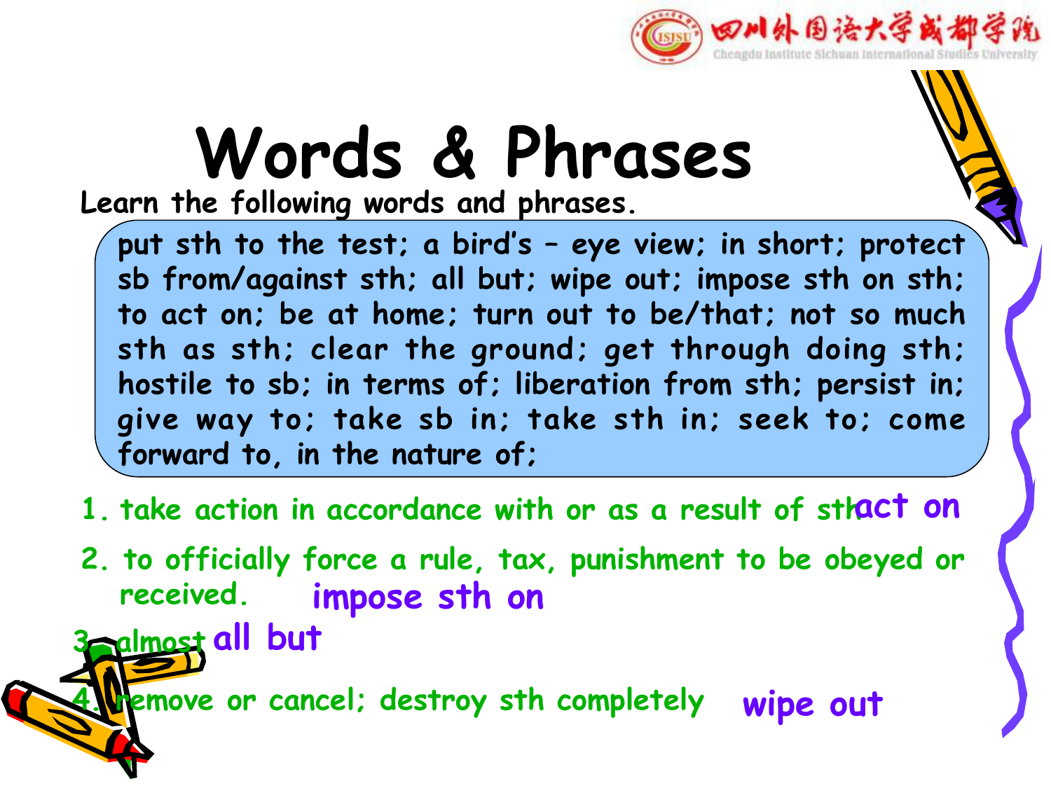# Words & Phrases

Learn the following words and phrases.

put sth to the test; a bird's – eye view; in short; protect sb from/against sth; all but; wipe out; impose sth on sth; to act on; be at home; turn out to be/that; not so much sth as sth; clear the ground; get through doing sth; hostile to sb; in terms of; liberation from sth; persist in; give way to; take sb in; take sth in; seek to; come forward to, in the nature of;

1. take action in accordance with or as a result of sth **act on**
2. to officially force a rule, tax, punishment to be obeyed or received. **impose sth on**
3. almost **all but**
4. remove or cancel; destroy sth completely **wipe out**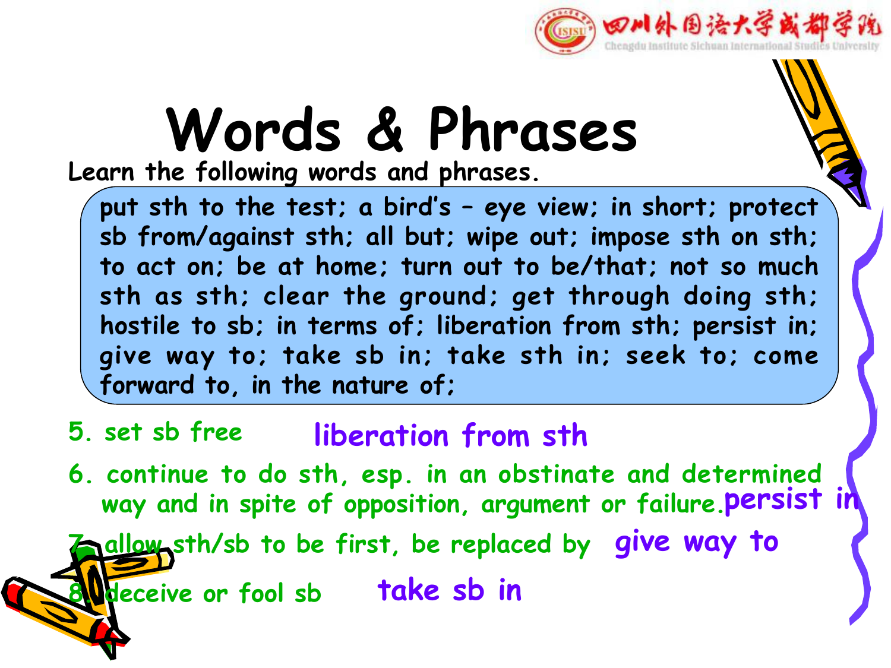# Words & Phrases

**Learn the following words and phrases.**

put sth to the test; a bird's – eye view; in short; protect sb from/against sth; all but; wipe out; impose sth on sth; to act on; be at home; turn out to be/that; not so much sth as sth; clear the ground; get through doing sth; hostile to sb; in terms of; liberation from sth; persist in; give way to; take sb in; take sth in; seek to; come forward to, in the nature of;

5. set sb free — liberation from sth
6. continue to do sth, esp. in an obstinate and determined way and in spite of opposition, argument or failure. — persist in
7. allow sth/sb to be first, be replaced by — give way to
8. deceive or fool sb — take sb in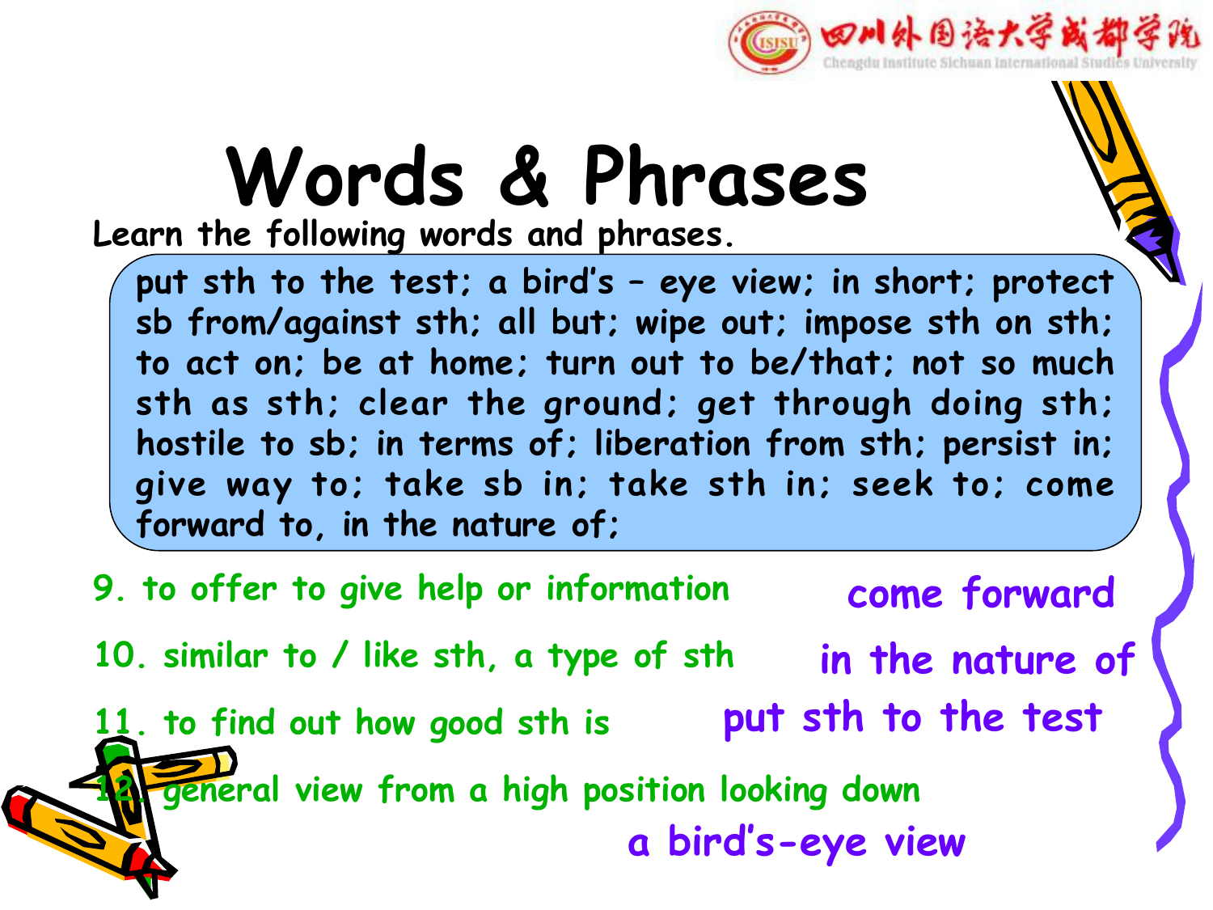# Words & Phrases

Learn the following words and phrases.

put sth to the test; a bird's – eye view; in short; protect sb from/against sth; all but; wipe out; impose sth on sth; to act on; be at home; turn out to be/that; not so much sth as sth; clear the ground; get through doing sth; hostile to sb; in terms of; liberation from sth; persist in; give way to; take sb in; take sth in; seek to; come forward to, in the nature of;

9. to offer to give help or information — come forward

10. similar to / like sth, a type of sth — in the nature of

11. to find out how good sth is — put sth to the test

12. general view from a high position looking down — a bird's-eye view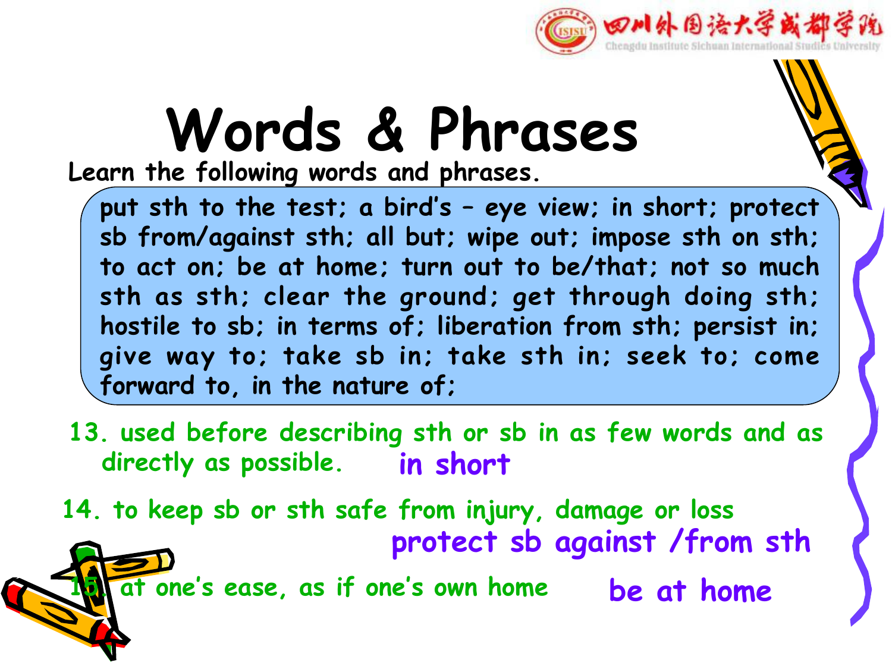# Words & Phrases

Learn the following words and phrases.

put sth to the test; a bird's – eye view; in short; protect sb from/against sth; all but; wipe out; impose sth on sth; to act on; be at home; turn out to be/that; not so much sth as sth; clear the ground; get through doing sth; hostile to sb; in terms of; liberation from sth; persist in; give way to; take sb in; take sth in; seek to; come forward to, in the nature of;

13. used before describing sth or sb in as few words and as directly as possible. **in short**

14. to keep sb or sth safe from injury, damage or loss **protect sb against /from sth**

15. at one's ease, as if one's own home **be at home**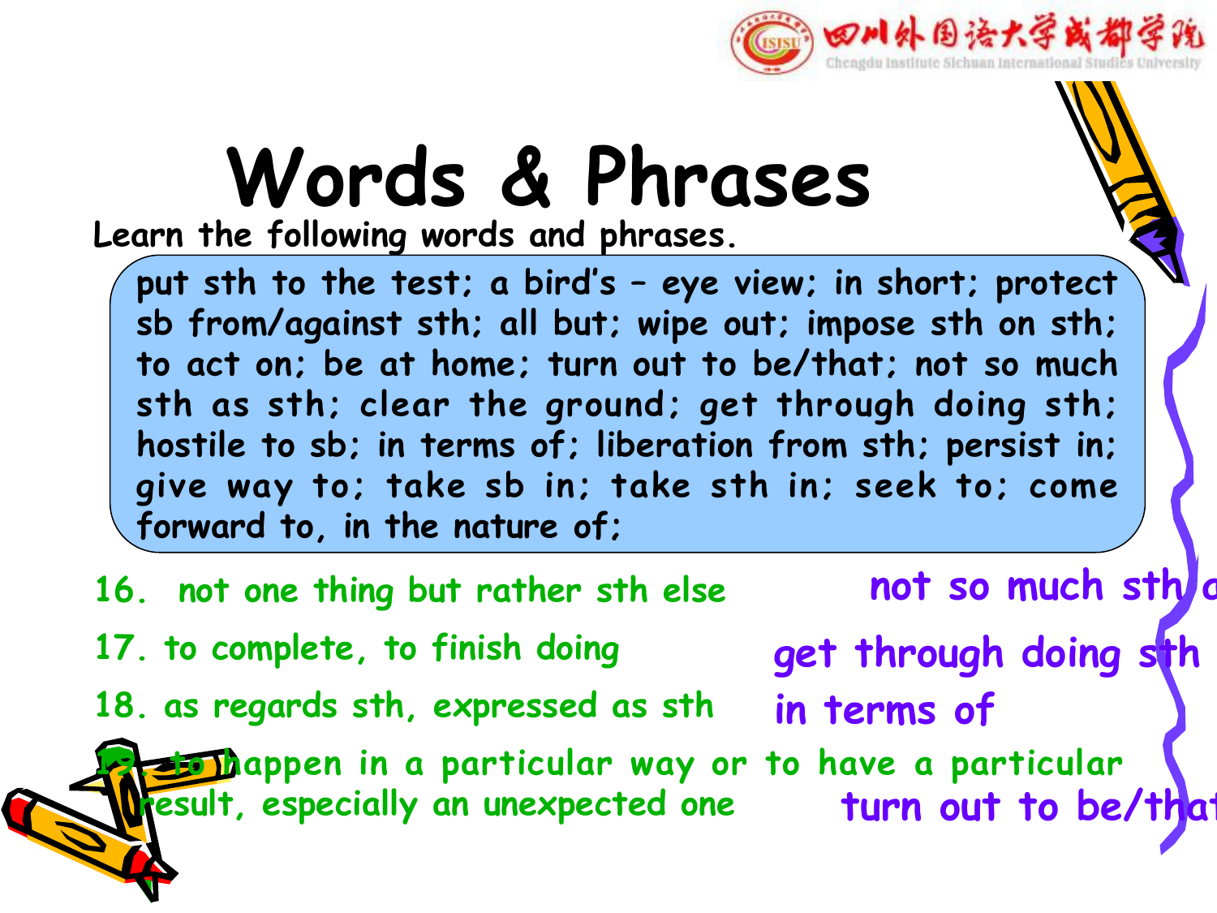# Words & Phrases

Learn the following words and phrases.

put sth to the test; a bird's – eye view; in short; protect sb from/against sth; all but; wipe out; impose sth on sth; to act on; be at home; turn out to be/that; not so much sth as sth; clear the ground; get through doing sth; hostile to sb; in terms of; liberation from sth; persist in; give way to; take sb in; take sth in; seek to; come forward to, in the nature of;

16. not one thing but rather sth else — not so much sth as sth

17. to complete, to finish doing — get through doing sth

18. as regards sth, expressed as sth — in terms of

19. to happen in a particular way or to have a particular result, especially an unexpected one — turn out to be/that